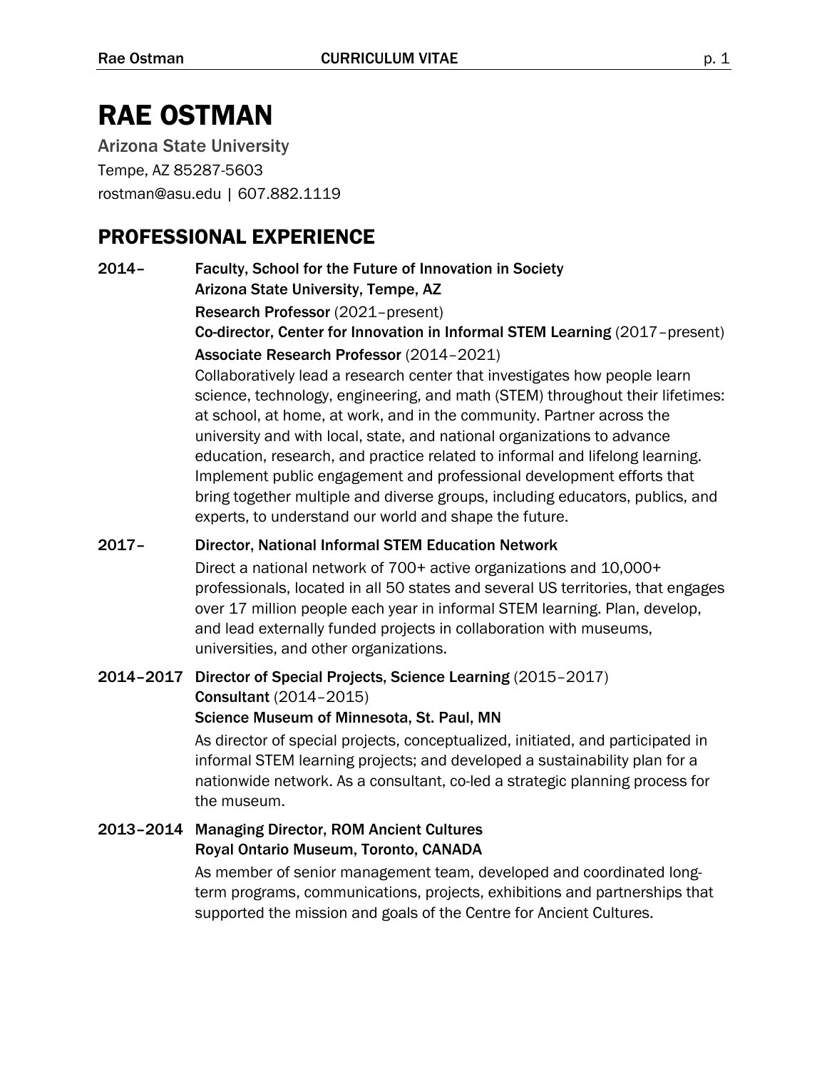# RAE OSTMAN

Arizona State University
Tempe, AZ 85287-5603
rostman@asu.edu | 607.882.1119

## PROFESSIONAL EXPERIENCE

**2014–** **Faculty, School for the Future of Innovation in Society**
**Arizona State University, Tempe, AZ**

**Research Professor** (2021–present)
**Co-director, Center for Innovation in Informal STEM Learning** (2017–present)
**Associate Research Professor** (2014–2021)

Collaboratively lead a research center that investigates how people learn science, technology, engineering, and math (STEM) throughout their lifetimes: at school, at home, at work, and in the community. Partner across the university and with local, state, and national organizations to advance education, research, and practice related to informal and lifelong learning. Implement public engagement and professional development efforts that bring together multiple and diverse groups, including educators, publics, and experts, to understand our world and shape the future.

**2017–** **Director, National Informal STEM Education Network**

Direct a national network of 700+ active organizations and 10,000+ professionals, located in all 50 states and several US territories, that engages over 17 million people each year in informal STEM learning. Plan, develop, and lead externally funded projects in collaboration with museums, universities, and other organizations.

**2014–2017** **Director of Special Projects, Science Learning** (2015–2017)
**Consultant** (2014–2015)
**Science Museum of Minnesota, St. Paul, MN**

As director of special projects, conceptualized, initiated, and participated in informal STEM learning projects; and developed a sustainability plan for a nationwide network. As a consultant, co-led a strategic planning process for the museum.

**2013–2014** **Managing Director, ROM Ancient Cultures**
**Royal Ontario Museum, Toronto, CANADA**

As member of senior management team, developed and coordinated long-term programs, communications, projects, exhibitions and partnerships that supported the mission and goals of the Centre for Ancient Cultures.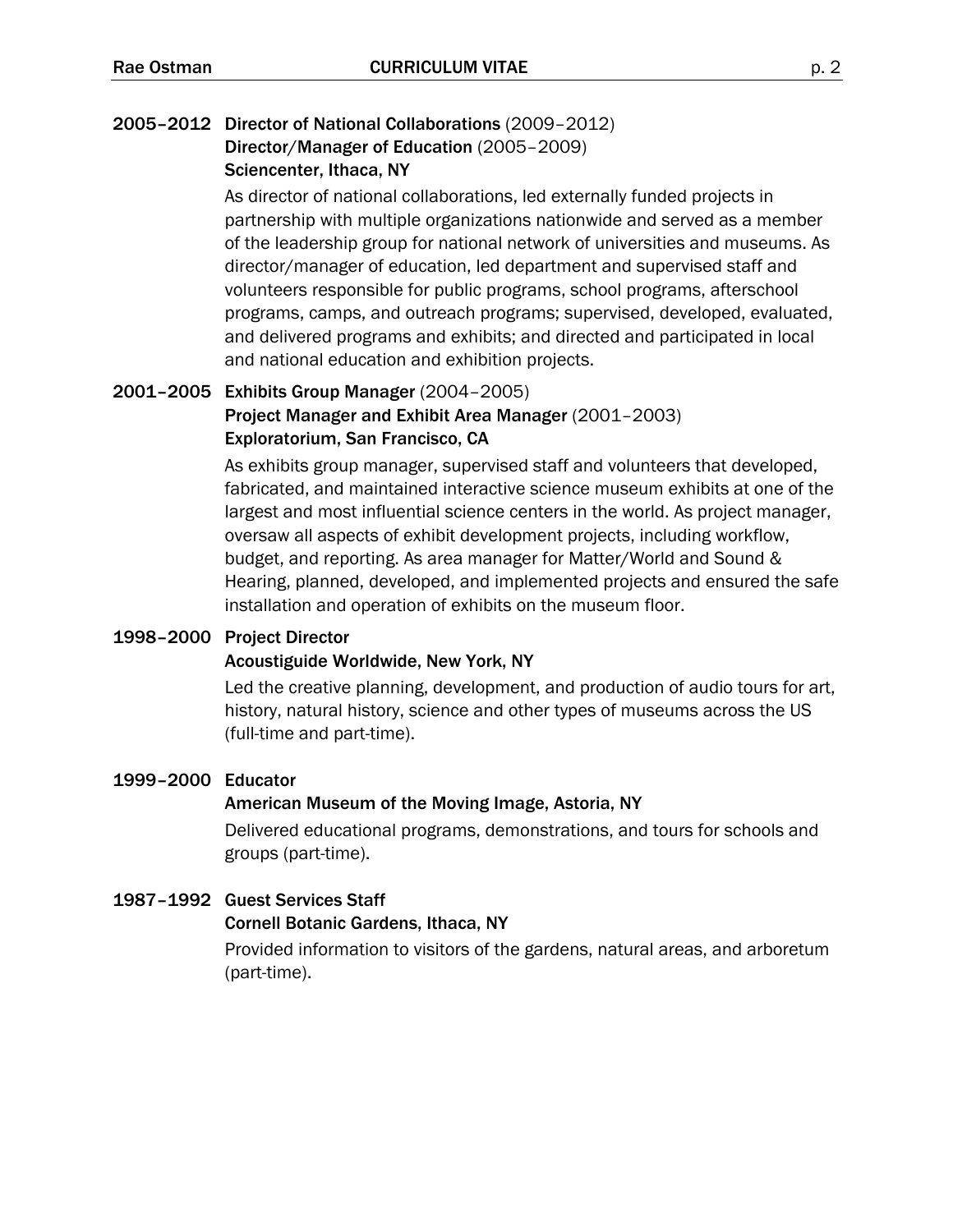**2005–2012** **Director of National Collaborations** (2009–2012)
**Director/Manager of Education** (2005–2009)
**Sciencenter, Ithaca, NY**

As director of national collaborations, led externally funded projects in partnership with multiple organizations nationwide and served as a member of the leadership group for national network of universities and museums. As director/manager of education, led department and supervised staff and volunteers responsible for public programs, school programs, afterschool programs, camps, and outreach programs; supervised, developed, evaluated, and delivered programs and exhibits; and directed and participated in local and national education and exhibition projects.

**2001–2005** **Exhibits Group Manager** (2004–2005)
**Project Manager and Exhibit Area Manager** (2001–2003)
**Exploratorium, San Francisco, CA**

As exhibits group manager, supervised staff and volunteers that developed, fabricated, and maintained interactive science museum exhibits at one of the largest and most influential science centers in the world. As project manager, oversaw all aspects of exhibit development projects, including workflow, budget, and reporting. As area manager for Matter/World and Sound & Hearing, planned, developed, and implemented projects and ensured the safe installation and operation of exhibits on the museum floor.

**1998–2000** **Project Director**
**Acoustiguide Worldwide, New York, NY**

Led the creative planning, development, and production of audio tours for art, history, natural history, science and other types of museums across the US (full-time and part-time).

**1999–2000** **Educator**
**American Museum of the Moving Image, Astoria, NY**

Delivered educational programs, demonstrations, and tours for schools and groups (part-time).

**1987–1992** **Guest Services Staff**
**Cornell Botanic Gardens, Ithaca, NY**

Provided information to visitors of the gardens, natural areas, and arboretum (part-time).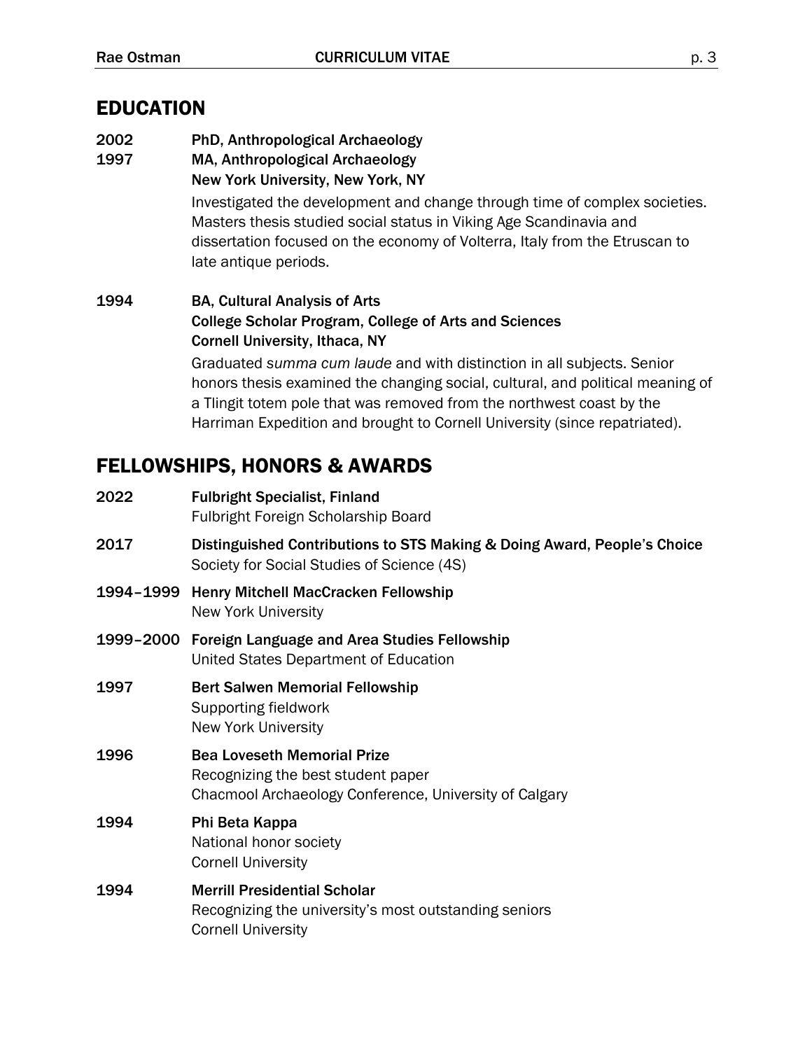## EDUCATION

**2002** **PhD, Anthropological Archaeology**
**1997** **MA, Anthropological Archaeology**
**New York University, New York, NY**

Investigated the development and change through time of complex societies. Masters thesis studied social status in Viking Age Scandinavia and dissertation focused on the economy of Volterra, Italy from the Etruscan to late antique periods.

**1994** **BA, Cultural Analysis of Arts**
**College Scholar Program, College of Arts and Sciences**
**Cornell University, Ithaca, NY**

Graduated *summa cum laude* and with distinction in all subjects. Senior honors thesis examined the changing social, cultural, and political meaning of a Tlingit totem pole that was removed from the northwest coast by the Harriman Expedition and brought to Cornell University (since repatriated).

## FELLOWSHIPS, HONORS & AWARDS

**2022** **Fulbright Specialist, Finland**
Fulbright Foreign Scholarship Board

**2017** **Distinguished Contributions to STS Making & Doing Award, People's Choice**
Society for Social Studies of Science (4S)

**1994–1999** **Henry Mitchell MacCracken Fellowship**
New York University

**1999–2000** **Foreign Language and Area Studies Fellowship**
United States Department of Education

**1997** **Bert Salwen Memorial Fellowship**
Supporting fieldwork
New York University

**1996** **Bea Loveseth Memorial Prize**
Recognizing the best student paper
Chacmool Archaeology Conference, University of Calgary

**1994** **Phi Beta Kappa**
National honor society
Cornell University

**1994** **Merrill Presidential Scholar**
Recognizing the university's most outstanding seniors
Cornell University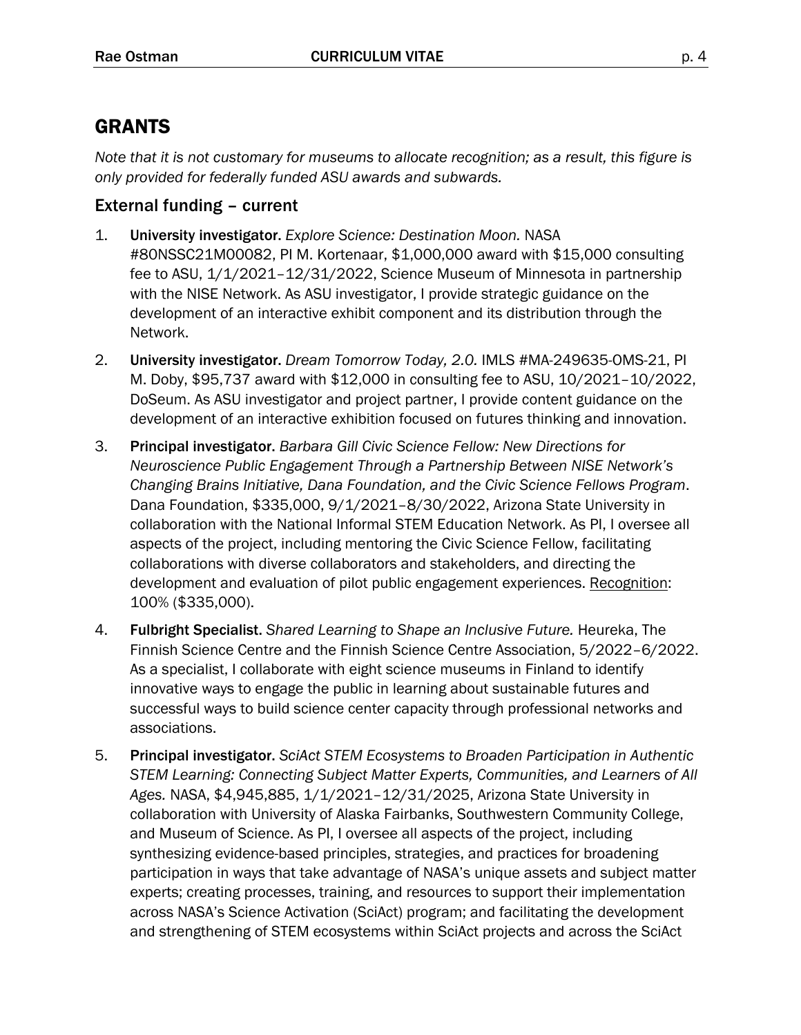# GRANTS

*Note that it is not customary for museums to allocate recognition; as a result, this figure is only provided for federally funded ASU awards and subwards.*

## External funding – current

1. **University investigator.** *Explore Science: Destination Moon.* NASA #80NSSC21M00082, PI M. Kortenaar, $1,000,000 award with $15,000 consulting fee to ASU, 1/1/2021–12/31/2022, Science Museum of Minnesota in partnership with the NISE Network. As ASU investigator, I provide strategic guidance on the development of an interactive exhibit component and its distribution through the Network.
2. **University investigator.** *Dream Tomorrow Today, 2.0.* IMLS #MA-249635-OMS-21, PI M. Doby, $95,737 award with $12,000 in consulting fee to ASU, 10/2021–10/2022, DoSeum. As ASU investigator and project partner, I provide content guidance on the development of an interactive exhibition focused on futures thinking and innovation.
3. **Principal investigator.** *Barbara Gill Civic Science Fellow: New Directions for Neuroscience Public Engagement Through a Partnership Between NISE Network's Changing Brains Initiative, Dana Foundation, and the Civic Science Fellows Program*. Dana Foundation, $335,000, 9/1/2021–8/30/2022, Arizona State University in collaboration with the National Informal STEM Education Network. As PI, I oversee all aspects of the project, including mentoring the Civic Science Fellow, facilitating collaborations with diverse collaborators and stakeholders, and directing the development and evaluation of pilot public engagement experiences. Recognition: 100% ($335,000).
4. **Fulbright Specialist.** *Shared Learning to Shape an Inclusive Future.* Heureka, The Finnish Science Centre and the Finnish Science Centre Association, 5/2022–6/2022. As a specialist, I collaborate with eight science museums in Finland to identify innovative ways to engage the public in learning about sustainable futures and successful ways to build science center capacity through professional networks and associations.
5. **Principal investigator.** *SciAct STEM Ecosystems to Broaden Participation in Authentic STEM Learning: Connecting Subject Matter Experts, Communities, and Learners of All Ages.* NASA, $4,945,885, 1/1/2021–12/31/2025, Arizona State University in collaboration with University of Alaska Fairbanks, Southwestern Community College, and Museum of Science. As PI, I oversee all aspects of the project, including synthesizing evidence-based principles, strategies, and practices for broadening participation in ways that take advantage of NASA's unique assets and subject matter experts; creating processes, training, and resources to support their implementation across NASA's Science Activation (SciAct) program; and facilitating the development and strengthening of STEM ecosystems within SciAct projects and across the SciAct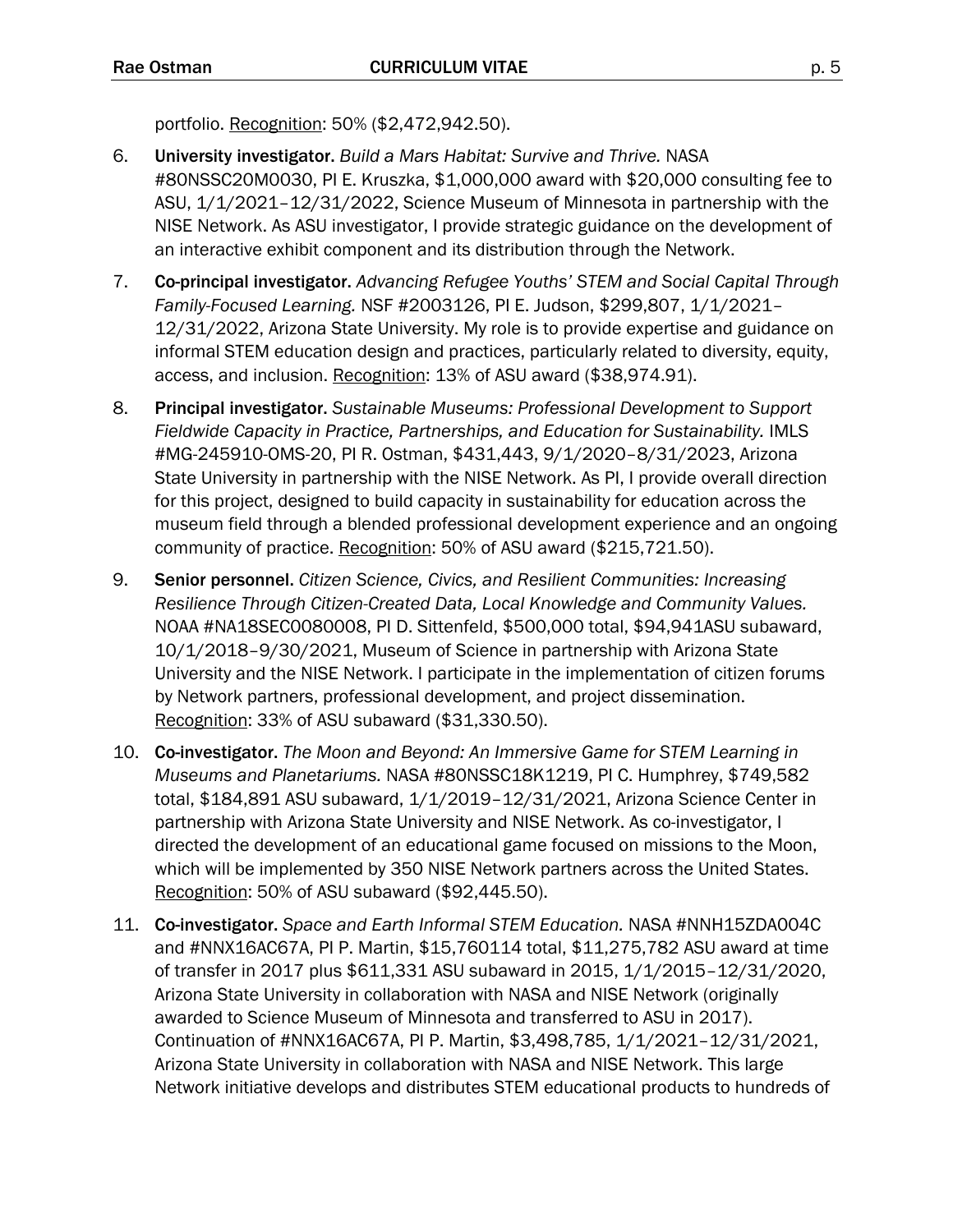portfolio. Recognition: 50% ($2,472,942.50).

6. **University investigator.** *Build a Mars Habitat: Survive and Thrive.* NASA #80NSSC20M0030, PI E. Kruszka, $1,000,000 award with $20,000 consulting fee to ASU, 1/1/2021–12/31/2022, Science Museum of Minnesota in partnership with the NISE Network. As ASU investigator, I provide strategic guidance on the development of an interactive exhibit component and its distribution through the Network.

7. **Co-principal investigator.** *Advancing Refugee Youths' STEM and Social Capital Through Family-Focused Learning.* NSF #2003126, PI E. Judson, $299,807, 1/1/2021–12/31/2022, Arizona State University. My role is to provide expertise and guidance on informal STEM education design and practices, particularly related to diversity, equity, access, and inclusion. Recognition: 13% of ASU award ($38,974.91).

8. **Principal investigator.** *Sustainable Museums: Professional Development to Support Fieldwide Capacity in Practice, Partnerships, and Education for Sustainability.* IMLS #MG-245910-OMS-20, PI R. Ostman, $431,443, 9/1/2020–8/31/2023, Arizona State University in partnership with the NISE Network. As PI, I provide overall direction for this project, designed to build capacity in sustainability for education across the museum field through a blended professional development experience and an ongoing community of practice. Recognition: 50% of ASU award ($215,721.50).

9. **Senior personnel.** *Citizen Science, Civics, and Resilient Communities: Increasing Resilience Through Citizen-Created Data, Local Knowledge and Community Values.* NOAA #NA18SEC0080008, PI D. Sittenfeld, $500,000 total, $94,941ASU subaward, 10/1/2018–9/30/2021, Museum of Science in partnership with Arizona State University and the NISE Network. I participate in the implementation of citizen forums by Network partners, professional development, and project dissemination. Recognition: 33% of ASU subaward ($31,330.50).

10. **Co-investigator.** *The Moon and Beyond: An Immersive Game for STEM Learning in Museums and Planetariums.* NASA #80NSSC18K1219, PI C. Humphrey, $749,582 total, $184,891 ASU subaward, 1/1/2019–12/31/2021, Arizona Science Center in partnership with Arizona State University and NISE Network. As co-investigator, I directed the development of an educational game focused on missions to the Moon, which will be implemented by 350 NISE Network partners across the United States. Recognition: 50% of ASU subaward ($92,445.50).

11. **Co-investigator.** *Space and Earth Informal STEM Education.* NASA #NNH15ZDA004C and #NNX16AC67A, PI P. Martin, $15,760114 total, $11,275,782 ASU award at time of transfer in 2017 plus $611,331 ASU subaward in 2015, 1/1/2015–12/31/2020, Arizona State University in collaboration with NASA and NISE Network (originally awarded to Science Museum of Minnesota and transferred to ASU in 2017). Continuation of #NNX16AC67A, PI P. Martin, $3,498,785, 1/1/2021–12/31/2021, Arizona State University in collaboration with NASA and NISE Network. This large Network initiative develops and distributes STEM educational products to hundreds of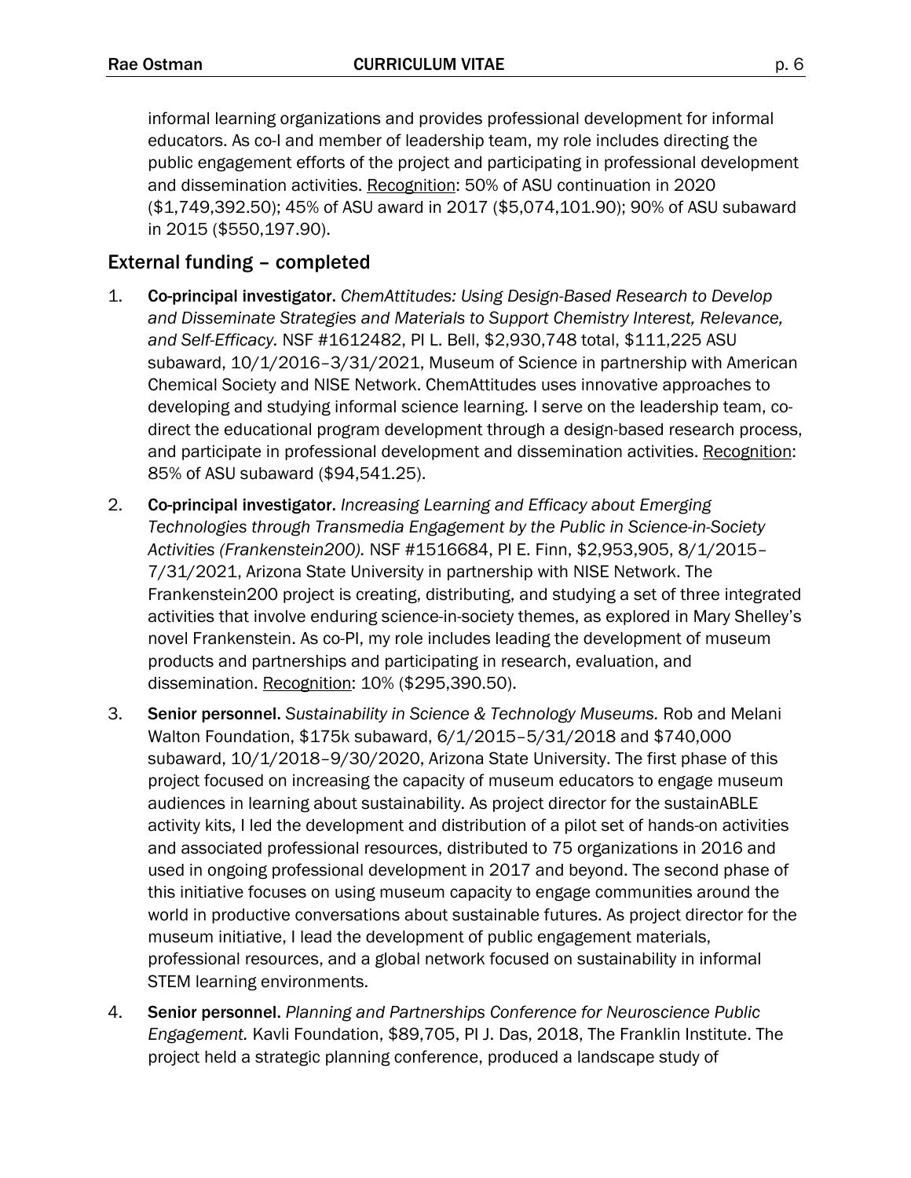informal learning organizations and provides professional development for informal educators. As co-I and member of leadership team, my role includes directing the public engagement efforts of the project and participating in professional development and dissemination activities. Recognition: 50% of ASU continuation in 2020 ($1,749,392.50); 45% of ASU award in 2017 ($5,074,101.90); 90% of ASU subaward in 2015 ($550,197.90).

## External funding – completed

1. **Co-principal investigator.** *ChemAttitudes: Using Design-Based Research to Develop and Disseminate Strategies and Materials to Support Chemistry Interest, Relevance, and Self-Efficacy.* NSF #1612482, PI L. Bell, $2,930,748 total, $111,225 ASU subaward, 10/1/2016–3/31/2021, Museum of Science in partnership with American Chemical Society and NISE Network. ChemAttitudes uses innovative approaches to developing and studying informal science learning. I serve on the leadership team, co-direct the educational program development through a design-based research process, and participate in professional development and dissemination activities. Recognition: 85% of ASU subaward ($94,541.25).

2. **Co-principal investigator.** *Increasing Learning and Efficacy about Emerging Technologies through Transmedia Engagement by the Public in Science-in-Society Activities (Frankenstein200).* NSF #1516684, PI E. Finn, $2,953,905, 8/1/2015–7/31/2021, Arizona State University in partnership with NISE Network. The Frankenstein200 project is creating, distributing, and studying a set of three integrated activities that involve enduring science-in-society themes, as explored in Mary Shelley's novel Frankenstein. As co-PI, my role includes leading the development of museum products and partnerships and participating in research, evaluation, and dissemination. Recognition: 10% ($295,390.50).

3. **Senior personnel.** *Sustainability in Science & Technology Museums.* Rob and Melani Walton Foundation, $175k subaward, 6/1/2015–5/31/2018 and $740,000 subaward, 10/1/2018–9/30/2020, Arizona State University. The first phase of this project focused on increasing the capacity of museum educators to engage museum audiences in learning about sustainability. As project director for the sustainABLE activity kits, I led the development and distribution of a pilot set of hands-on activities and associated professional resources, distributed to 75 organizations in 2016 and used in ongoing professional development in 2017 and beyond. The second phase of this initiative focuses on using museum capacity to engage communities around the world in productive conversations about sustainable futures. As project director for the museum initiative, I lead the development of public engagement materials, professional resources, and a global network focused on sustainability in informal STEM learning environments.

4. **Senior personnel.** *Planning and Partnerships Conference for Neuroscience Public Engagement.* Kavli Foundation, $89,705, PI J. Das, 2018, The Franklin Institute. The project held a strategic planning conference, produced a landscape study of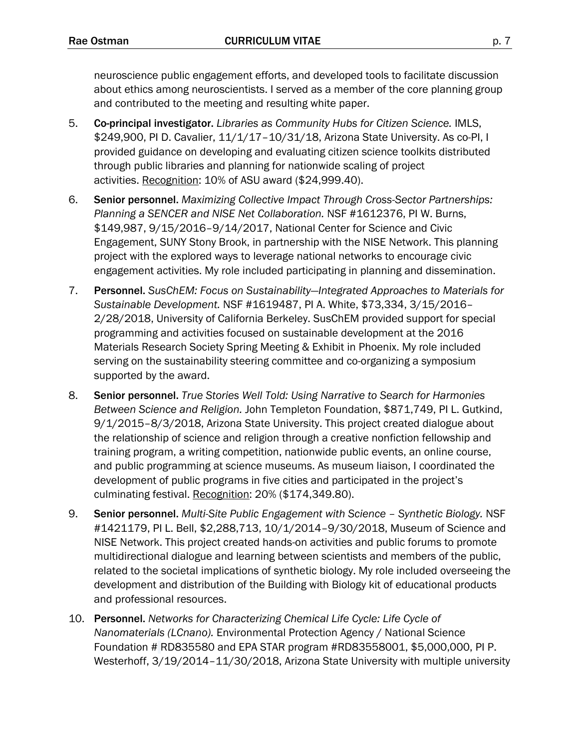neuroscience public engagement efforts, and developed tools to facilitate discussion about ethics among neuroscientists. I served as a member of the core planning group and contributed to the meeting and resulting white paper.

5. **Co-principal investigator.** *Libraries as Community Hubs for Citizen Science.* IMLS, $249,900, PI D. Cavalier, 11/1/17–10/31/18, Arizona State University. As co-PI, I provided guidance on developing and evaluating citizen science toolkits distributed through public libraries and planning for nationwide scaling of project activities. <u>Recognition</u>: 10% of ASU award ($24,999.40).

6. **Senior personnel.** *Maximizing Collective Impact Through Cross-Sector Partnerships: Planning a SENCER and NISE Net Collaboration.* NSF #1612376, PI W. Burns, $149,987, 9/15/2016–9/14/2017, National Center for Science and Civic Engagement, SUNY Stony Brook, in partnership with the NISE Network. This planning project with the explored ways to leverage national networks to encourage civic engagement activities. My role included participating in planning and dissemination.

7. **Personnel.** *SusChEM: Focus on Sustainability—Integrated Approaches to Materials for Sustainable Development.* NSF #1619487, PI A. White, $73,334, 3/15/2016–2/28/2018, University of California Berkeley. SusChEM provided support for special programming and activities focused on sustainable development at the 2016 Materials Research Society Spring Meeting & Exhibit in Phoenix. My role included serving on the sustainability steering committee and co-organizing a symposium supported by the award.

8. **Senior personnel.** *True Stories Well Told: Using Narrative to Search for Harmonies Between Science and Religion.* John Templeton Foundation, $871,749, PI L. Gutkind, 9/1/2015–8/3/2018, Arizona State University. This project created dialogue about the relationship of science and religion through a creative nonfiction fellowship and training program, a writing competition, nationwide public events, an online course, and public programming at science museums. As museum liaison, I coordinated the development of public programs in five cities and participated in the project's culminating festival. <u>Recognition</u>: 20% ($174,349.80).

9. **Senior personnel.** *Multi-Site Public Engagement with Science – Synthetic Biology.* NSF #1421179, PI L. Bell, $2,288,713, 10/1/2014–9/30/2018, Museum of Science and NISE Network. This project created hands-on activities and public forums to promote multidirectional dialogue and learning between scientists and members of the public, related to the societal implications of synthetic biology. My role included overseeing the development and distribution of the Building with Biology kit of educational products and professional resources.

10. **Personnel.** *Networks for Characterizing Chemical Life Cycle: Life Cycle of Nanomaterials (LCnano).* Environmental Protection Agency / National Science Foundation # RD835580 and EPA STAR program #RD83558001, $5,000,000, PI P. Westerhoff, 3/19/2014–11/30/2018, Arizona State University with multiple university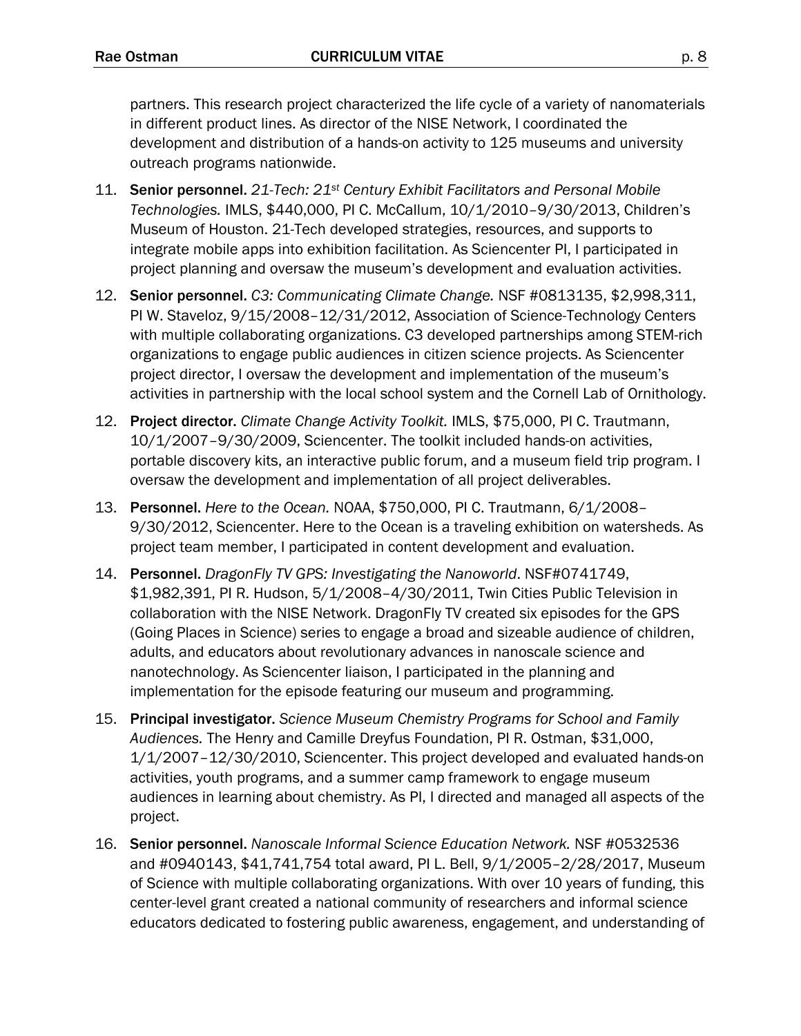partners. This research project characterized the life cycle of a variety of nanomaterials in different product lines. As director of the NISE Network, I coordinated the development and distribution of a hands-on activity to 125 museums and university outreach programs nationwide.

11. **Senior personnel.** *21-Tech: 21st Century Exhibit Facilitators and Personal Mobile Technologies.* IMLS, $440,000, PI C. McCallum, 10/1/2010–9/30/2013, Children's Museum of Houston. 21-Tech developed strategies, resources, and supports to integrate mobile apps into exhibition facilitation. As Sciencenter PI, I participated in project planning and oversaw the museum's development and evaluation activities.

12. **Senior personnel.** *C3: Communicating Climate Change.* NSF #0813135, $2,998,311, PI W. Staveloz, 9/15/2008–12/31/2012, Association of Science-Technology Centers with multiple collaborating organizations. C3 developed partnerships among STEM-rich organizations to engage public audiences in citizen science projects. As Sciencenter project director, I oversaw the development and implementation of the museum's activities in partnership with the local school system and the Cornell Lab of Ornithology.

12. **Project director.** *Climate Change Activity Toolkit.* IMLS, $75,000, PI C. Trautmann, 10/1/2007–9/30/2009, Sciencenter. The toolkit included hands-on activities, portable discovery kits, an interactive public forum, and a museum field trip program. I oversaw the development and implementation of all project deliverables.

13. **Personnel.** *Here to the Ocean.* NOAA, $750,000, PI C. Trautmann, 6/1/2008–9/30/2012, Sciencenter. Here to the Ocean is a traveling exhibition on watersheds. As project team member, I participated in content development and evaluation.

14. **Personnel.** *DragonFly TV GPS: Investigating the Nanoworld*. NSF#0741749, $1,982,391, PI R. Hudson, 5/1/2008–4/30/2011, Twin Cities Public Television in collaboration with the NISE Network. DragonFly TV created six episodes for the GPS (Going Places in Science) series to engage a broad and sizeable audience of children, adults, and educators about revolutionary advances in nanoscale science and nanotechnology. As Sciencenter liaison, I participated in the planning and implementation for the episode featuring our museum and programming.

15. **Principal investigator.** *Science Museum Chemistry Programs for School and Family Audiences.* The Henry and Camille Dreyfus Foundation, PI R. Ostman, $31,000, 1/1/2007–12/30/2010, Sciencenter. This project developed and evaluated hands-on activities, youth programs, and a summer camp framework to engage museum audiences in learning about chemistry. As PI, I directed and managed all aspects of the project.

16. **Senior personnel.** *Nanoscale Informal Science Education Network.* NSF #0532536 and #0940143, $41,741,754 total award, PI L. Bell, 9/1/2005–2/28/2017, Museum of Science with multiple collaborating organizations. With over 10 years of funding, this center-level grant created a national community of researchers and informal science educators dedicated to fostering public awareness, engagement, and understanding of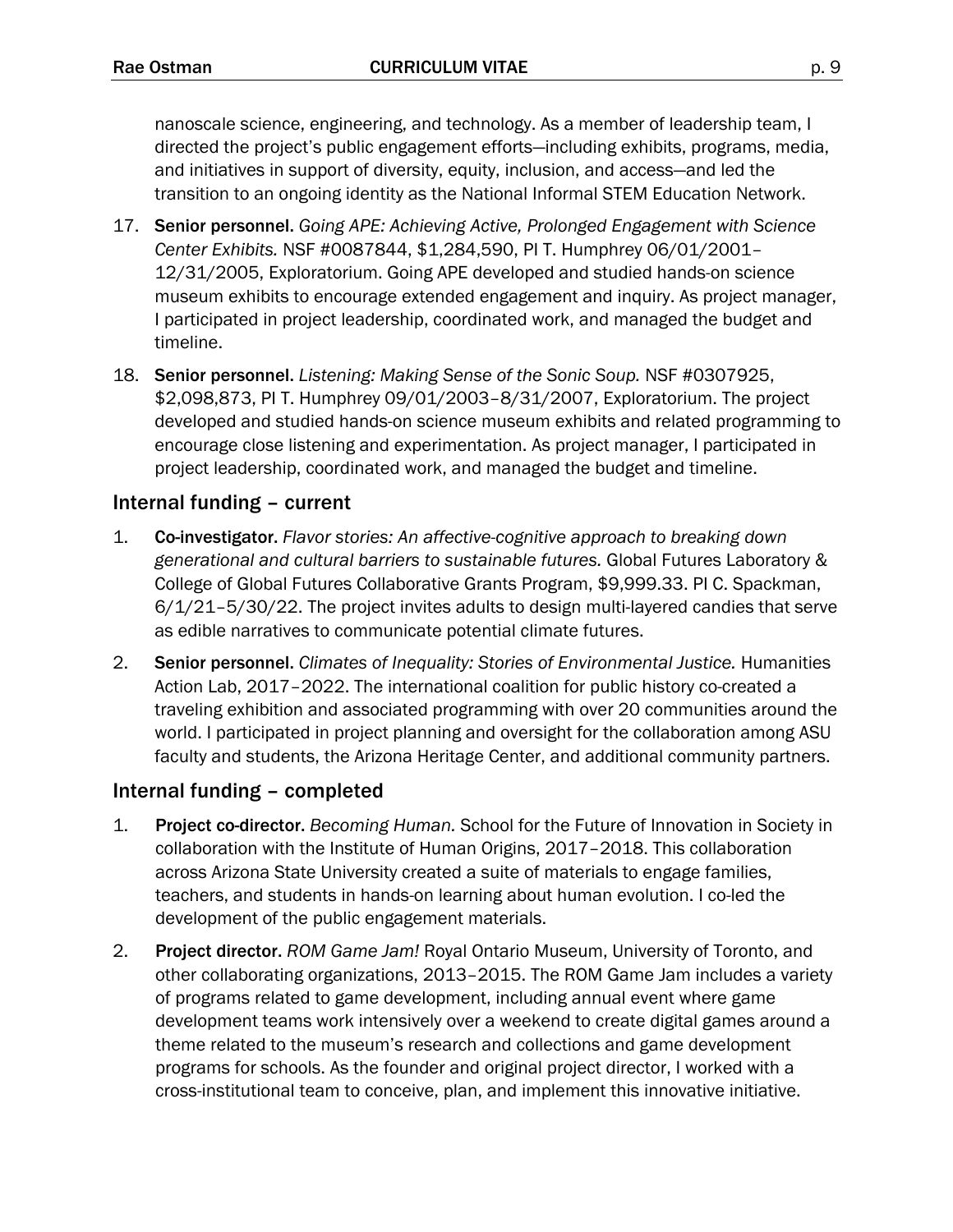nanoscale science, engineering, and technology. As a member of leadership team, I directed the project's public engagement efforts—including exhibits, programs, media, and initiatives in support of diversity, equity, inclusion, and access—and led the transition to an ongoing identity as the National Informal STEM Education Network.

17. **Senior personnel.** *Going APE: Achieving Active, Prolonged Engagement with Science Center Exhibits.* NSF #0087844, $1,284,590, PI T. Humphrey 06/01/2001–12/31/2005, Exploratorium. Going APE developed and studied hands-on science museum exhibits to encourage extended engagement and inquiry. As project manager, I participated in project leadership, coordinated work, and managed the budget and timeline.
18. **Senior personnel.** *Listening: Making Sense of the Sonic Soup.* NSF #0307925, $2,098,873, PI T. Humphrey 09/01/2003–8/31/2007, Exploratorium. The project developed and studied hands-on science museum exhibits and related programming to encourage close listening and experimentation. As project manager, I participated in project leadership, coordinated work, and managed the budget and timeline.

## Internal funding – current

1. **Co-investigator**. *Flavor stories: An affective-cognitive approach to breaking down generational and cultural barriers to sustainable futures.* Global Futures Laboratory & College of Global Futures Collaborative Grants Program, $9,999.33. PI C. Spackman, 6/1/21–5/30/22. The project invites adults to design multi-layered candies that serve as edible narratives to communicate potential climate futures.
2. **Senior personnel.** *Climates of Inequality: Stories of Environmental Justice.* Humanities Action Lab, 2017–2022. The international coalition for public history co-created a traveling exhibition and associated programming with over 20 communities around the world. I participated in project planning and oversight for the collaboration among ASU faculty and students, the Arizona Heritage Center, and additional community partners.

## Internal funding – completed

1. **Project co-director.** *Becoming Human.* School for the Future of Innovation in Society in collaboration with the Institute of Human Origins, 2017–2018. This collaboration across Arizona State University created a suite of materials to engage families, teachers, and students in hands-on learning about human evolution. I co-led the development of the public engagement materials.
2. **Project director.** *ROM Game Jam!* Royal Ontario Museum, University of Toronto, and other collaborating organizations, 2013–2015. The ROM Game Jam includes a variety of programs related to game development, including annual event where game development teams work intensively over a weekend to create digital games around a theme related to the museum's research and collections and game development programs for schools. As the founder and original project director, I worked with a cross-institutional team to conceive, plan, and implement this innovative initiative.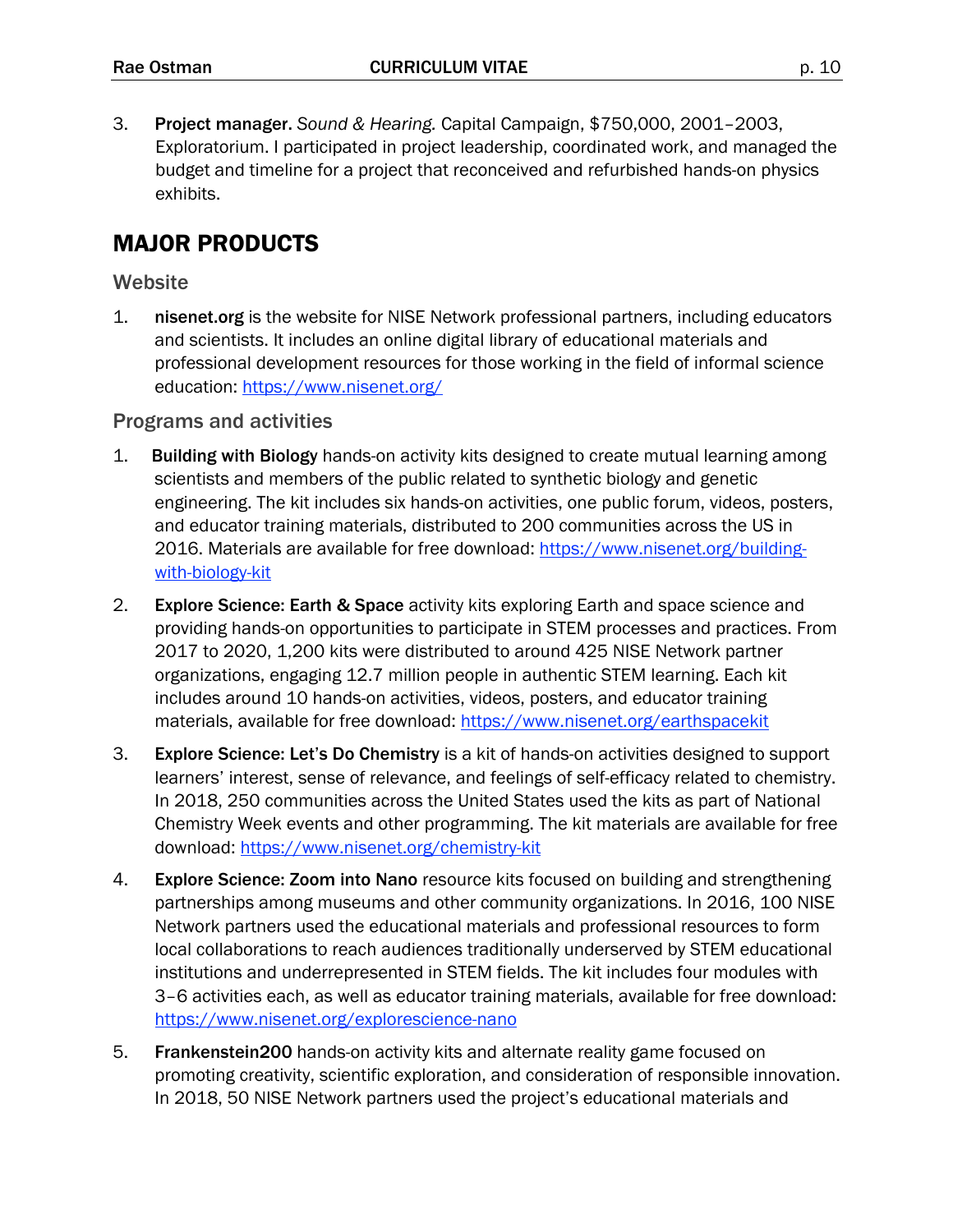3. **Project manager.** *Sound & Hearing.* Capital Campaign, $750,000, 2001–2003, Exploratorium. I participated in project leadership, coordinated work, and managed the budget and timeline for a project that reconceived and refurbished hands-on physics exhibits.

## MAJOR PRODUCTS

### Website

1. **nisenet.org** is the website for NISE Network professional partners, including educators and scientists. It includes an online digital library of educational materials and professional development resources for those working in the field of informal science education: https://www.nisenet.org/

### Programs and activities

1. **Building with Biology** hands-on activity kits designed to create mutual learning among scientists and members of the public related to synthetic biology and genetic engineering. The kit includes six hands-on activities, one public forum, videos, posters, and educator training materials, distributed to 200 communities across the US in 2016. Materials are available for free download: https://www.nisenet.org/building-with-biology-kit

2. **Explore Science: Earth & Space** activity kits exploring Earth and space science and providing hands-on opportunities to participate in STEM processes and practices. From 2017 to 2020, 1,200 kits were distributed to around 425 NISE Network partner organizations, engaging 12.7 million people in authentic STEM learning. Each kit includes around 10 hands-on activities, videos, posters, and educator training materials, available for free download: https://www.nisenet.org/earthspacekit

3. **Explore Science: Let's Do Chemistry** is a kit of hands-on activities designed to support learners' interest, sense of relevance, and feelings of self-efficacy related to chemistry. In 2018, 250 communities across the United States used the kits as part of National Chemistry Week events and other programming. The kit materials are available for free download: https://www.nisenet.org/chemistry-kit

4. **Explore Science: Zoom into Nano** resource kits focused on building and strengthening partnerships among museums and other community organizations. In 2016, 100 NISE Network partners used the educational materials and professional resources to form local collaborations to reach audiences traditionally underserved by STEM educational institutions and underrepresented in STEM fields. The kit includes four modules with 3–6 activities each, as well as educator training materials, available for free download: https://www.nisenet.org/explorescience-nano

5. **Frankenstein200** hands-on activity kits and alternate reality game focused on promoting creativity, scientific exploration, and consideration of responsible innovation. In 2018, 50 NISE Network partners used the project's educational materials and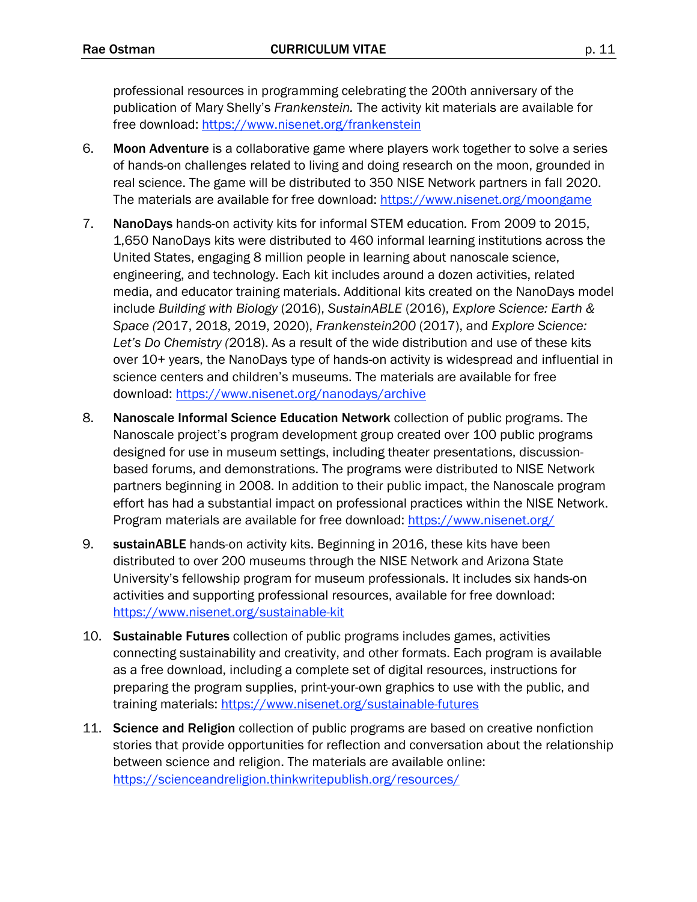professional resources in programming celebrating the 200th anniversary of the publication of Mary Shelly's *Frankenstein.* The activity kit materials are available for free download: https://www.nisenet.org/frankenstein

6. **Moon Adventure** is a collaborative game where players work together to solve a series of hands-on challenges related to living and doing research on the moon, grounded in real science. The game will be distributed to 350 NISE Network partners in fall 2020. The materials are available for free download: https://www.nisenet.org/moongame

7. **NanoDays** hands-on activity kits for informal STEM education. From 2009 to 2015, 1,650 NanoDays kits were distributed to 460 informal learning institutions across the United States, engaging 8 million people in learning about nanoscale science, engineering, and technology. Each kit includes around a dozen activities, related media, and educator training materials. Additional kits created on the NanoDays model include *Building with Biology* (2016), *SustainABLE* (2016), *Explore Science: Earth & Space (*2017, 2018, 2019, 2020), *Frankenstein200* (2017), and *Explore Science: Let's Do Chemistry (*2018). As a result of the wide distribution and use of these kits over 10+ years, the NanoDays type of hands-on activity is widespread and influential in science centers and children's museums. The materials are available for free download: https://www.nisenet.org/nanodays/archive

8. **Nanoscale Informal Science Education Network** collection of public programs. The Nanoscale project's program development group created over 100 public programs designed for use in museum settings, including theater presentations, discussion-based forums, and demonstrations. The programs were distributed to NISE Network partners beginning in 2008. In addition to their public impact, the Nanoscale program effort has had a substantial impact on professional practices within the NISE Network. Program materials are available for free download: https://www.nisenet.org/

9. **sustainABLE** hands-on activity kits. Beginning in 2016, these kits have been distributed to over 200 museums through the NISE Network and Arizona State University's fellowship program for museum professionals. It includes six hands-on activities and supporting professional resources, available for free download: https://www.nisenet.org/sustainable-kit

10. **Sustainable Futures** collection of public programs includes games, activities connecting sustainability and creativity, and other formats. Each program is available as a free download, including a complete set of digital resources, instructions for preparing the program supplies, print-your-own graphics to use with the public, and training materials: https://www.nisenet.org/sustainable-futures

11. **Science and Religion** collection of public programs are based on creative nonfiction stories that provide opportunities for reflection and conversation about the relationship between science and religion. The materials are available online: https://scienceandreligion.thinkwritepublish.org/resources/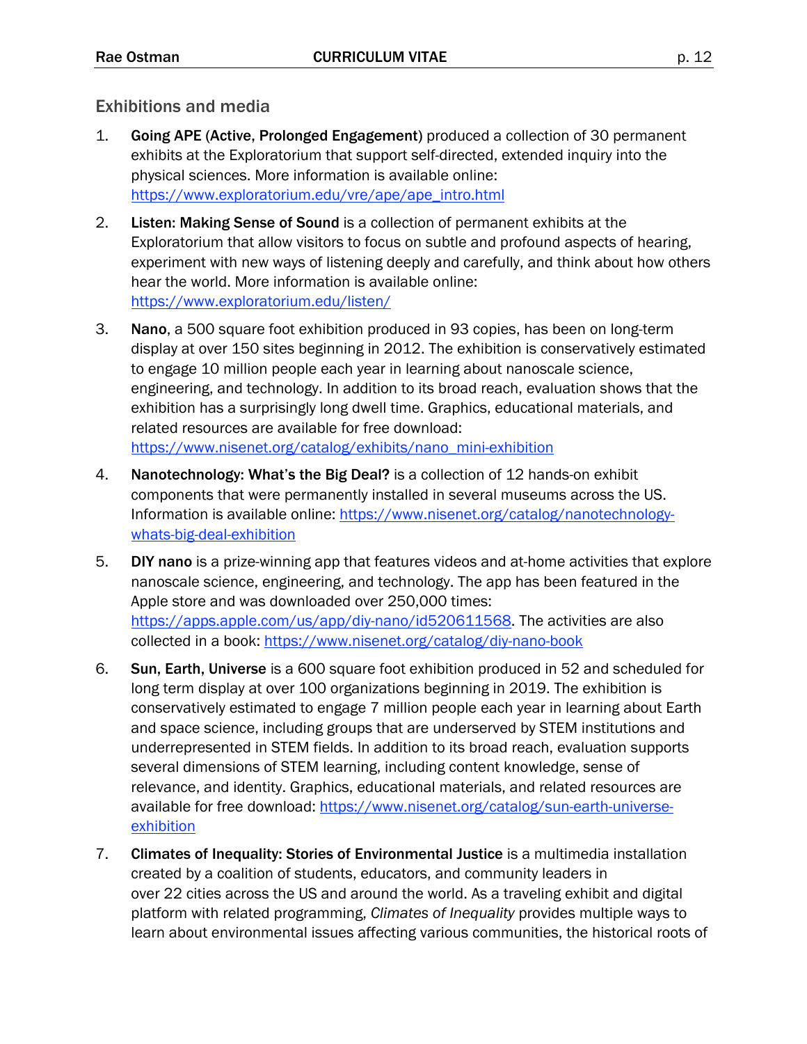## Exhibitions and media

1. **Going APE (Active, Prolonged Engagement)** produced a collection of 30 permanent exhibits at the Exploratorium that support self-directed, extended inquiry into the physical sciences. More information is available online: https://www.exploratorium.edu/vre/ape/ape_intro.html

2. **Listen: Making Sense of Sound** is a collection of permanent exhibits at the Exploratorium that allow visitors to focus on subtle and profound aspects of hearing, experiment with new ways of listening deeply and carefully, and think about how others hear the world. More information is available online: https://www.exploratorium.edu/listen/

3. **Nano**, a 500 square foot exhibition produced in 93 copies, has been on long-term display at over 150 sites beginning in 2012. The exhibition is conservatively estimated to engage 10 million people each year in learning about nanoscale science, engineering, and technology. In addition to its broad reach, evaluation shows that the exhibition has a surprisingly long dwell time. Graphics, educational materials, and related resources are available for free download: https://www.nisenet.org/catalog/exhibits/nano_mini-exhibition

4. **Nanotechnology: What's the Big Deal?** is a collection of 12 hands-on exhibit components that were permanently installed in several museums across the US. Information is available online: https://www.nisenet.org/catalog/nanotechnology-whats-big-deal-exhibition

5. **DIY nano** is a prize-winning app that features videos and at-home activities that explore nanoscale science, engineering, and technology. The app has been featured in the Apple store and was downloaded over 250,000 times: https://apps.apple.com/us/app/diy-nano/id520611568. The activities are also collected in a book: https://www.nisenet.org/catalog/diy-nano-book

6. **Sun, Earth, Universe** is a 600 square foot exhibition produced in 52 and scheduled for long term display at over 100 organizations beginning in 2019. The exhibition is conservatively estimated to engage 7 million people each year in learning about Earth and space science, including groups that are underserved by STEM institutions and underrepresented in STEM fields. In addition to its broad reach, evaluation supports several dimensions of STEM learning, including content knowledge, sense of relevance, and identity. Graphics, educational materials, and related resources are available for free download: https://www.nisenet.org/catalog/sun-earth-universe-exhibition

7. **Climates of Inequality: Stories of Environmental Justice** is a multimedia installation created by a coalition of students, educators, and community leaders in over 22 cities across the US and around the world. As a traveling exhibit and digital platform with related programming, *Climates of Inequality* provides multiple ways to learn about environmental issues affecting various communities, the historical roots of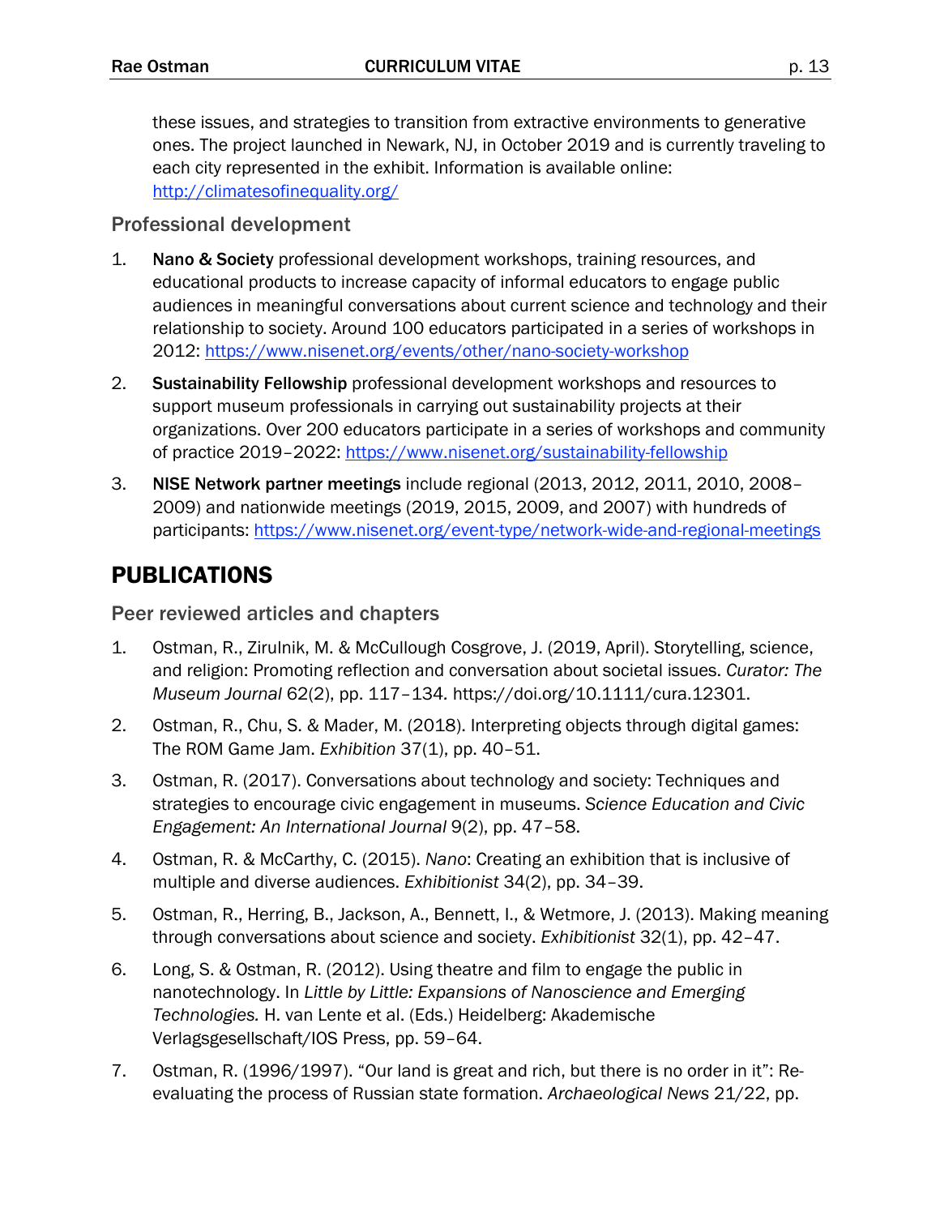these issues, and strategies to transition from extractive environments to generative ones. The project launched in Newark, NJ, in October 2019 and is currently traveling to each city represented in the exhibit. Information is available online: [http://climatesofinequality.org/](http://climatesofinequality.org/)

### Professional development

1. **Nano & Society** professional development workshops, training resources, and educational products to increase capacity of informal educators to engage public audiences in meaningful conversations about current science and technology and their relationship to society. Around 100 educators participated in a series of workshops in 2012: [https://www.nisenet.org/events/other/nano-society-workshop](https://www.nisenet.org/events/other/nano-society-workshop)
2. **Sustainability Fellowship** professional development workshops and resources to support museum professionals in carrying out sustainability projects at their organizations. Over 200 educators participate in a series of workshops and community of practice 2019–2022: [https://www.nisenet.org/sustainability-fellowship](https://www.nisenet.org/sustainability-fellowship)
3. **NISE Network partner meetings** include regional (2013, 2012, 2011, 2010, 2008–2009) and nationwide meetings (2019, 2015, 2009, and 2007) with hundreds of participants: [https://www.nisenet.org/event-type/network-wide-and-regional-meetings](https://www.nisenet.org/event-type/network-wide-and-regional-meetings)

## PUBLICATIONS

### Peer reviewed articles and chapters

1. Ostman, R., Zirulnik, M. & McCullough Cosgrove, J. (2019, April). Storytelling, science, and religion: Promoting reflection and conversation about societal issues. *Curator: The Museum Journal* 62(2), pp. 117–134. https://doi.org/10.1111/cura.12301.
2. Ostman, R., Chu, S. & Mader, M. (2018). Interpreting objects through digital games: The ROM Game Jam. *Exhibition* 37(1), pp. 40–51.
3. Ostman, R. (2017). Conversations about technology and society: Techniques and strategies to encourage civic engagement in museums. *Science Education and Civic Engagement: An International Journal* 9(2), pp. 47–58.
4. Ostman, R. & McCarthy, C. (2015). *Nano*: Creating an exhibition that is inclusive of multiple and diverse audiences. *Exhibitionist* 34(2), pp. 34–39.
5. Ostman, R., Herring, B., Jackson, A., Bennett, I., & Wetmore, J. (2013). Making meaning through conversations about science and society. *Exhibitionist* 32(1), pp. 42–47.
6. Long, S. & Ostman, R. (2012). Using theatre and film to engage the public in nanotechnology. In *Little by Little: Expansions of Nanoscience and Emerging Technologies.* H. van Lente et al. (Eds.) Heidelberg: Akademische Verlagsgesellschaft/IOS Press, pp. 59–64.
7. Ostman, R. (1996/1997). "Our land is great and rich, but there is no order in it": Re-evaluating the process of Russian state formation. *Archaeological News* 21/22, pp.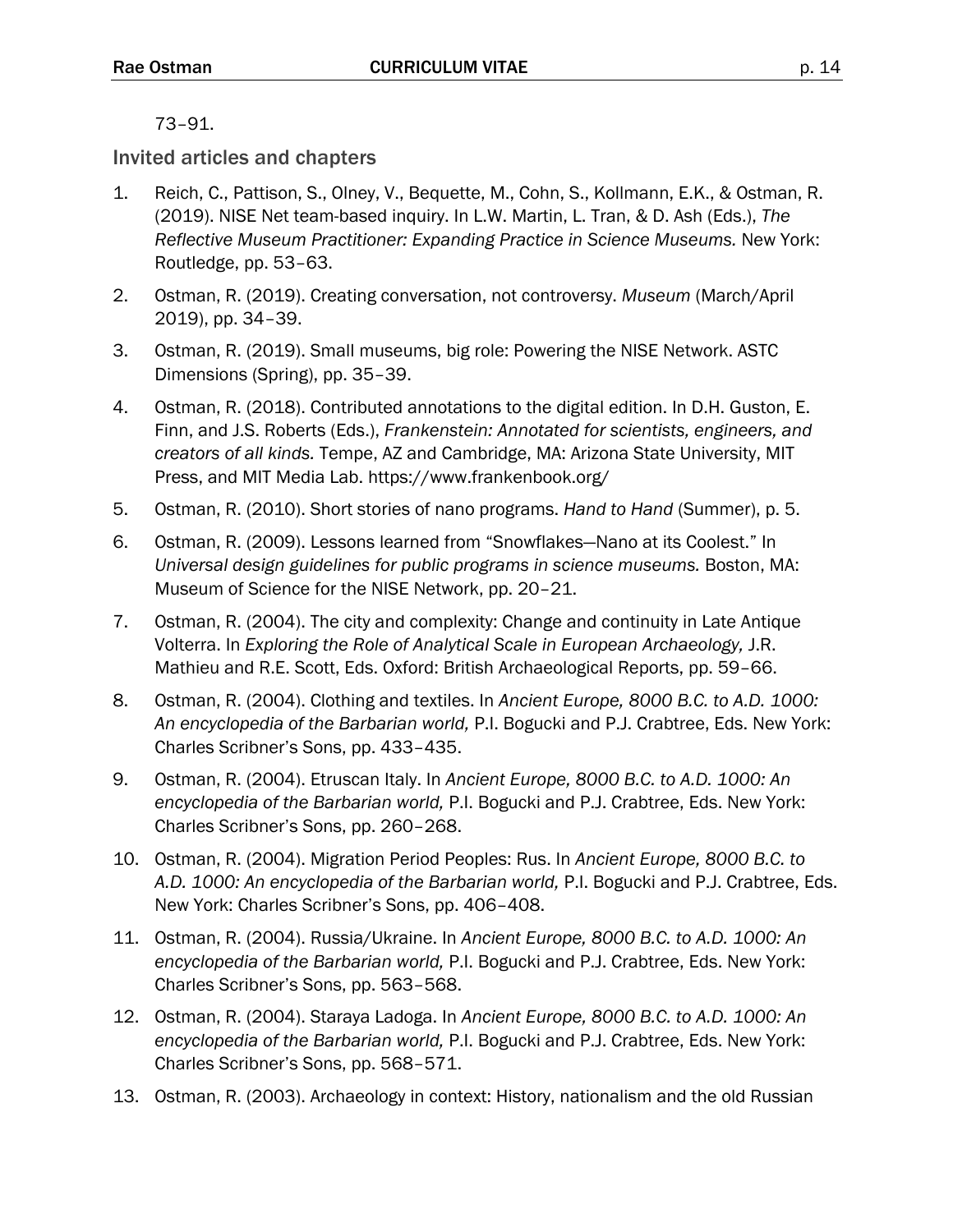73–91.

### Invited articles and chapters

1. Reich, C., Pattison, S., Olney, V., Bequette, M., Cohn, S., Kollmann, E.K., & Ostman, R. (2019). NISE Net team-based inquiry. In L.W. Martin, L. Tran, & D. Ash (Eds.), *The Reflective Museum Practitioner: Expanding Practice in Science Museums.* New York: Routledge, pp. 53–63.
2. Ostman, R. (2019). Creating conversation, not controversy. *Museum* (March/April 2019), pp. 34–39.
3. Ostman, R. (2019). Small museums, big role: Powering the NISE Network. ASTC Dimensions (Spring), pp. 35–39.
4. Ostman, R. (2018). Contributed annotations to the digital edition. In D.H. Guston, E. Finn, and J.S. Roberts (Eds.), *Frankenstein: Annotated for scientists, engineers, and creators of all kinds.* Tempe, AZ and Cambridge, MA: Arizona State University, MIT Press, and MIT Media Lab. https://www.frankenbook.org/
5. Ostman, R. (2010). Short stories of nano programs. *Hand to Hand* (Summer), p. 5.
6. Ostman, R. (2009). Lessons learned from "Snowflakes—Nano at its Coolest." In *Universal design guidelines for public programs in science museums.* Boston, MA: Museum of Science for the NISE Network, pp. 20–21.
7. Ostman, R. (2004). The city and complexity: Change and continuity in Late Antique Volterra. In *Exploring the Role of Analytical Scale in European Archaeology,* J.R. Mathieu and R.E. Scott, Eds. Oxford: British Archaeological Reports, pp. 59–66.
8. Ostman, R. (2004). Clothing and textiles. In *Ancient Europe, 8000 B.C. to A.D. 1000: An encyclopedia of the Barbarian world,* P.I. Bogucki and P.J. Crabtree, Eds. New York: Charles Scribner's Sons, pp. 433–435.
9. Ostman, R. (2004). Etruscan Italy. In *Ancient Europe, 8000 B.C. to A.D. 1000: An encyclopedia of the Barbarian world,* P.I. Bogucki and P.J. Crabtree, Eds. New York: Charles Scribner's Sons, pp. 260–268.
10. Ostman, R. (2004). Migration Period Peoples: Rus. In *Ancient Europe, 8000 B.C. to A.D. 1000: An encyclopedia of the Barbarian world,* P.I. Bogucki and P.J. Crabtree, Eds. New York: Charles Scribner's Sons, pp. 406–408.
11. Ostman, R. (2004). Russia/Ukraine. In *Ancient Europe, 8000 B.C. to A.D. 1000: An encyclopedia of the Barbarian world,* P.I. Bogucki and P.J. Crabtree, Eds. New York: Charles Scribner's Sons, pp. 563–568.
12. Ostman, R. (2004). Staraya Ladoga. In *Ancient Europe, 8000 B.C. to A.D. 1000: An encyclopedia of the Barbarian world,* P.I. Bogucki and P.J. Crabtree, Eds. New York: Charles Scribner's Sons, pp. 568–571.
13. Ostman, R. (2003). Archaeology in context: History, nationalism and the old Russian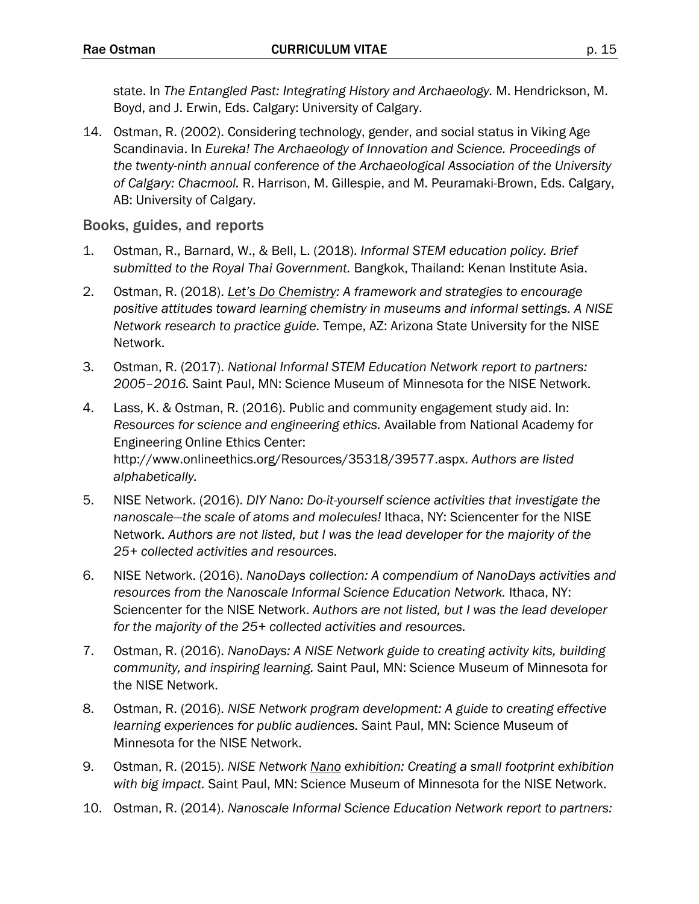state. In *The Entangled Past: Integrating History and Archaeology.* M. Hendrickson, M. Boyd, and J. Erwin, Eds. Calgary: University of Calgary.

14. Ostman, R. (2002). Considering technology, gender, and social status in Viking Age Scandinavia. In *Eureka! The Archaeology of Innovation and Science. Proceedings of the twenty-ninth annual conference of the Archaeological Association of the University of Calgary: Chacmool.* R. Harrison, M. Gillespie, and M. Peuramaki-Brown, Eds. Calgary, AB: University of Calgary.

## Books, guides, and reports

1. Ostman, R., Barnard, W., & Bell, L. (2018). *Informal STEM education policy. Brief submitted to the Royal Thai Government.* Bangkok, Thailand: Kenan Institute Asia.
2. Ostman, R. (2018). *Let's Do Chemistry: A framework and strategies to encourage positive attitudes toward learning chemistry in museums and informal settings. A NISE Network research to practice guide.* Tempe, AZ: Arizona State University for the NISE Network.
3. Ostman, R. (2017). *National Informal STEM Education Network report to partners: 2005–2016.* Saint Paul, MN: Science Museum of Minnesota for the NISE Network.
4. Lass, K. & Ostman, R. (2016). Public and community engagement study aid. In: *Resources for science and engineering ethics.* Available from National Academy for Engineering Online Ethics Center: http://www.onlineethics.org/Resources/35318/39577.aspx. *Authors are listed alphabetically.*
5. NISE Network. (2016). *DIY Nano: Do-it-yourself science activities that investigate the nanoscale—the scale of atoms and molecules!* Ithaca, NY: Sciencenter for the NISE Network. *Authors are not listed, but I was the lead developer for the majority of the 25+ collected activities and resources.*
6. NISE Network. (2016). *NanoDays collection: A compendium of NanoDays activities and resources from the Nanoscale Informal Science Education Network.* Ithaca, NY: Sciencenter for the NISE Network. *Authors are not listed, but I was the lead developer for the majority of the 25+ collected activities and resources.*
7. Ostman, R. (2016). *NanoDays: A NISE Network guide to creating activity kits, building community, and inspiring learning.* Saint Paul, MN: Science Museum of Minnesota for the NISE Network.
8. Ostman, R. (2016). *NISE Network program development: A guide to creating effective learning experiences for public audiences.* Saint Paul, MN: Science Museum of Minnesota for the NISE Network.
9. Ostman, R. (2015). *NISE Network Nano exhibition: Creating a small footprint exhibition with big impact.* Saint Paul, MN: Science Museum of Minnesota for the NISE Network.
10. Ostman, R. (2014). *Nanoscale Informal Science Education Network report to partners:*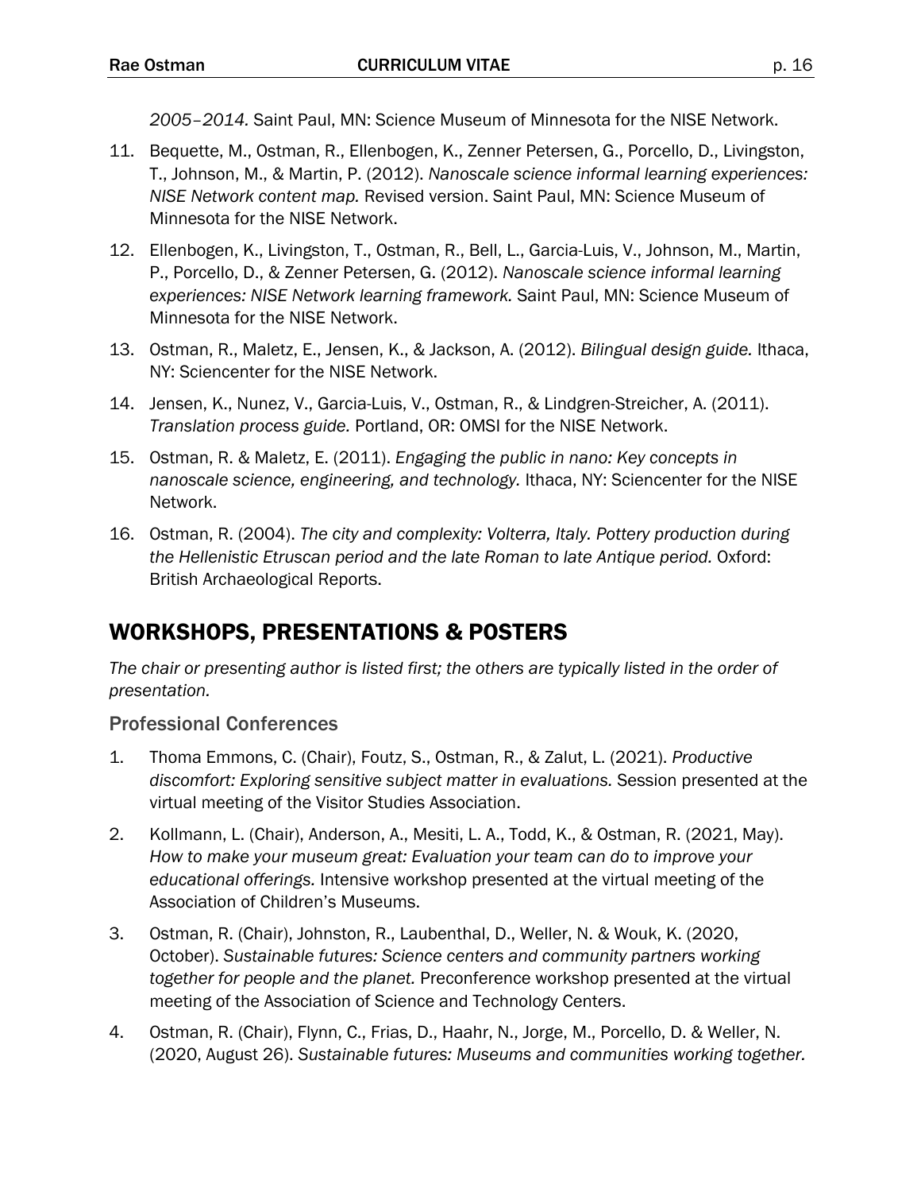*2005–2014.* Saint Paul, MN: Science Museum of Minnesota for the NISE Network.

11. Bequette, M., Ostman, R., Ellenbogen, K., Zenner Petersen, G., Porcello, D., Livingston, T., Johnson, M., & Martin, P. (2012). *Nanoscale science informal learning experiences: NISE Network content map.* Revised version. Saint Paul, MN: Science Museum of Minnesota for the NISE Network.
12. Ellenbogen, K., Livingston, T., Ostman, R., Bell, L., Garcia-Luis, V., Johnson, M., Martin, P., Porcello, D., & Zenner Petersen, G. (2012). *Nanoscale science informal learning experiences: NISE Network learning framework.* Saint Paul, MN: Science Museum of Minnesota for the NISE Network.
13. Ostman, R., Maletz, E., Jensen, K., & Jackson, A. (2012). *Bilingual design guide.* Ithaca, NY: Sciencenter for the NISE Network.
14. Jensen, K., Nunez, V., Garcia-Luis, V., Ostman, R., & Lindgren-Streicher, A. (2011). *Translation process guide.* Portland, OR: OMSI for the NISE Network.
15. Ostman, R. & Maletz, E. (2011). *Engaging the public in nano: Key concepts in nanoscale science, engineering, and technology.* Ithaca, NY: Sciencenter for the NISE Network.
16. Ostman, R. (2004). *The city and complexity: Volterra, Italy. Pottery production during the Hellenistic Etruscan period and the late Roman to late Antique period.* Oxford: British Archaeological Reports.

## WORKSHOPS, PRESENTATIONS & POSTERS

*The chair or presenting author is listed first; the others are typically listed in the order of presentation.*

### Professional Conferences

1. Thoma Emmons, C. (Chair), Foutz, S., Ostman, R., & Zalut, L. (2021). *Productive discomfort: Exploring sensitive subject matter in evaluations.* Session presented at the virtual meeting of the Visitor Studies Association.
2. Kollmann, L. (Chair), Anderson, A., Mesiti, L. A., Todd, K., & Ostman, R. (2021, May). *How to make your museum great: Evaluation your team can do to improve your educational offerings.* Intensive workshop presented at the virtual meeting of the Association of Children's Museums.
3. Ostman, R. (Chair), Johnston, R., Laubenthal, D., Weller, N. & Wouk, K. (2020, October). *Sustainable futures: Science centers and community partners working together for people and the planet.* Preconference workshop presented at the virtual meeting of the Association of Science and Technology Centers.
4. Ostman, R. (Chair), Flynn, C., Frias, D., Haahr, N., Jorge, M., Porcello, D. & Weller, N. (2020, August 26). *Sustainable futures: Museums and communities working together.*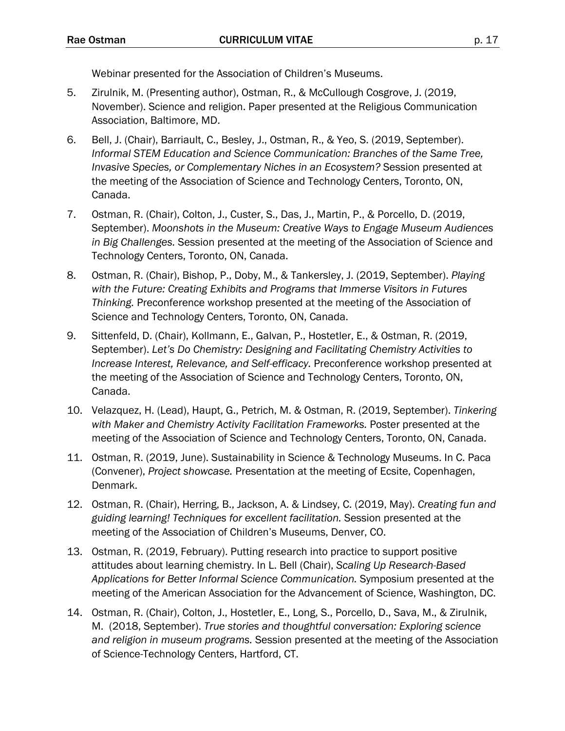Webinar presented for the Association of Children's Museums.

5. Zirulnik, M. (Presenting author), Ostman, R., & McCullough Cosgrove, J. (2019, November). Science and religion. Paper presented at the Religious Communication Association, Baltimore, MD.

6. Bell, J. (Chair), Barriault, C., Besley, J., Ostman, R., & Yeo, S. (2019, September). *Informal STEM Education and Science Communication: Branches of the Same Tree, Invasive Species, or Complementary Niches in an Ecosystem?* Session presented at the meeting of the Association of Science and Technology Centers, Toronto, ON, Canada.

7. Ostman, R. (Chair), Colton, J., Custer, S., Das, J., Martin, P., & Porcello, D. (2019, September). *Moonshots in the Museum: Creative Ways to Engage Museum Audiences in Big Challenges.* Session presented at the meeting of the Association of Science and Technology Centers, Toronto, ON, Canada.

8. Ostman, R. (Chair), Bishop, P., Doby, M., & Tankersley, J. (2019, September). *Playing with the Future: Creating Exhibits and Programs that Immerse Visitors in Futures Thinking.* Preconference workshop presented at the meeting of the Association of Science and Technology Centers, Toronto, ON, Canada.

9. Sittenfeld, D. (Chair), Kollmann, E., Galvan, P., Hostetler, E., & Ostman, R. (2019, September). *Let's Do Chemistry: Designing and Facilitating Chemistry Activities to Increase Interest, Relevance, and Self-efficacy.* Preconference workshop presented at the meeting of the Association of Science and Technology Centers, Toronto, ON, Canada.

10. Velazquez, H. (Lead), Haupt, G., Petrich, M. & Ostman, R. (2019, September). *Tinkering with Maker and Chemistry Activity Facilitation Frameworks.* Poster presented at the meeting of the Association of Science and Technology Centers, Toronto, ON, Canada.

11. Ostman, R. (2019, June). Sustainability in Science & Technology Museums. In C. Paca (Convener), *Project showcase.* Presentation at the meeting of Ecsite, Copenhagen, Denmark.

12. Ostman, R. (Chair), Herring, B., Jackson, A. & Lindsey, C. (2019, May). *Creating fun and guiding learning! Techniques for excellent facilitation.* Session presented at the meeting of the Association of Children's Museums, Denver, CO.

13. Ostman, R. (2019, February). Putting research into practice to support positive attitudes about learning chemistry. In L. Bell (Chair), *Scaling Up Research-Based Applications for Better Informal Science Communication.* Symposium presented at the meeting of the American Association for the Advancement of Science, Washington, DC.

14. Ostman, R. (Chair), Colton, J., Hostetler, E., Long, S., Porcello, D., Sava, M., & Zirulnik, M. (2018, September). *True stories and thoughtful conversation: Exploring science and religion in museum programs.* Session presented at the meeting of the Association of Science-Technology Centers, Hartford, CT.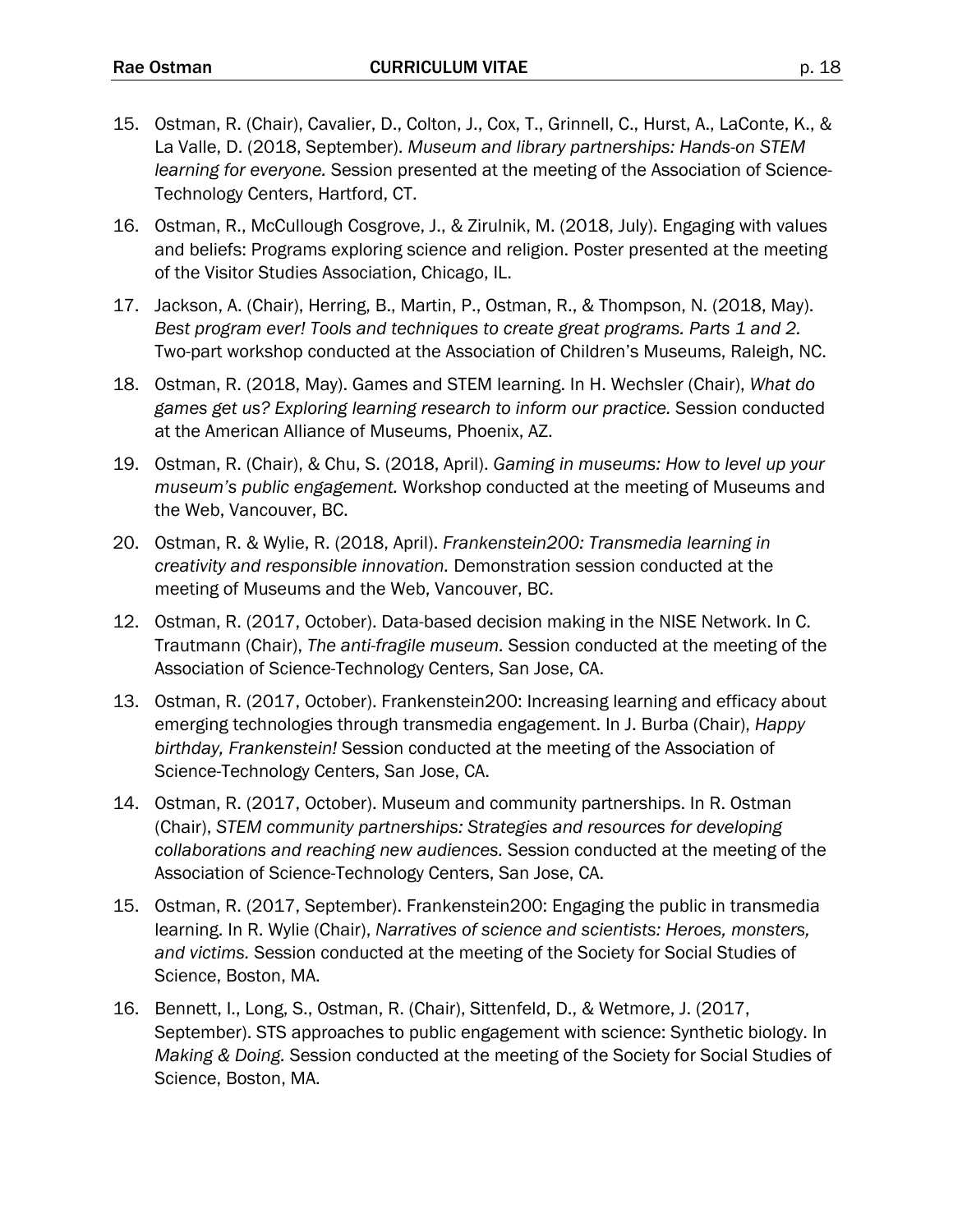15. Ostman, R. (Chair), Cavalier, D., Colton, J., Cox, T., Grinnell, C., Hurst, A., LaConte, K., & La Valle, D. (2018, September). *Museum and library partnerships: Hands-on STEM learning for everyone.* Session presented at the meeting of the Association of Science-Technology Centers, Hartford, CT.

16. Ostman, R., McCullough Cosgrove, J., & Zirulnik, M. (2018, July). Engaging with values and beliefs: Programs exploring science and religion. Poster presented at the meeting of the Visitor Studies Association, Chicago, IL.

17. Jackson, A. (Chair), Herring, B., Martin, P., Ostman, R., & Thompson, N. (2018, May). *Best program ever! Tools and techniques to create great programs. Parts 1 and 2.* Two-part workshop conducted at the Association of Children's Museums, Raleigh, NC.

18. Ostman, R. (2018, May). Games and STEM learning. In H. Wechsler (Chair), *What do games get us? Exploring learning research to inform our practice.* Session conducted at the American Alliance of Museums, Phoenix, AZ.

19. Ostman, R. (Chair), & Chu, S. (2018, April). *Gaming in museums: How to level up your museum's public engagement.* Workshop conducted at the meeting of Museums and the Web, Vancouver, BC.

20. Ostman, R. & Wylie, R. (2018, April). *Frankenstein200: Transmedia learning in creativity and responsible innovation.* Demonstration session conducted at the meeting of Museums and the Web, Vancouver, BC.

12. Ostman, R. (2017, October). Data-based decision making in the NISE Network. In C. Trautmann (Chair), *The anti-fragile museum.* Session conducted at the meeting of the Association of Science-Technology Centers, San Jose, CA.

13. Ostman, R. (2017, October). Frankenstein200: Increasing learning and efficacy about emerging technologies through transmedia engagement. In J. Burba (Chair), *Happy birthday, Frankenstein!* Session conducted at the meeting of the Association of Science-Technology Centers, San Jose, CA.

14. Ostman, R. (2017, October). Museum and community partnerships. In R. Ostman (Chair), *STEM community partnerships: Strategies and resources for developing collaborations and reaching new audiences.* Session conducted at the meeting of the Association of Science-Technology Centers, San Jose, CA.

15. Ostman, R. (2017, September). Frankenstein200: Engaging the public in transmedia learning. In R. Wylie (Chair), *Narratives of science and scientists: Heroes, monsters, and victims.* Session conducted at the meeting of the Society for Social Studies of Science, Boston, MA.

16. Bennett, I., Long, S., Ostman, R. (Chair), Sittenfeld, D., & Wetmore, J. (2017, September). STS approaches to public engagement with science: Synthetic biology. In *Making & Doing.* Session conducted at the meeting of the Society for Social Studies of Science, Boston, MA.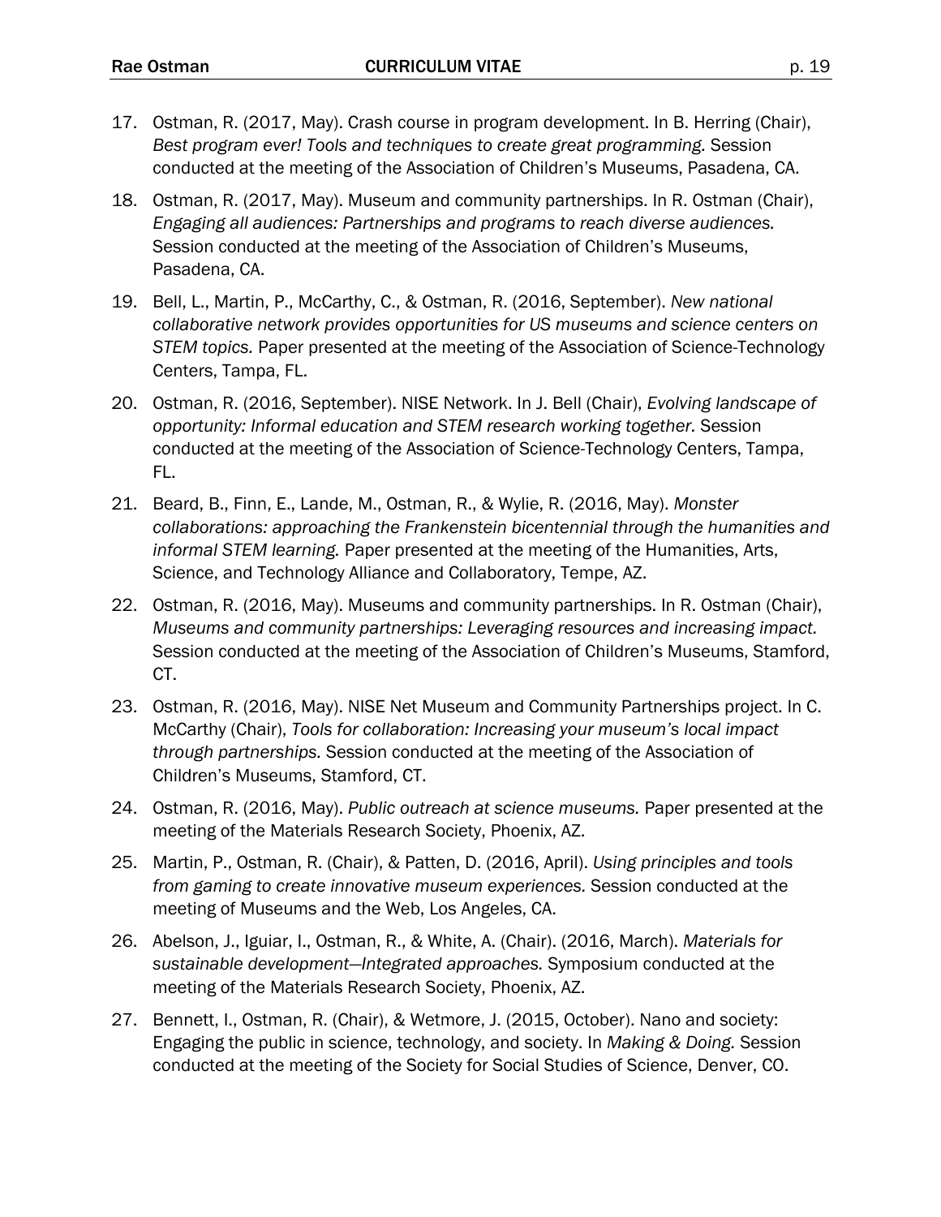17. Ostman, R. (2017, May). Crash course in program development. In B. Herring (Chair), *Best program ever! Tools and techniques to create great programming.* Session conducted at the meeting of the Association of Children's Museums, Pasadena, CA.

18. Ostman, R. (2017, May). Museum and community partnerships. In R. Ostman (Chair), *Engaging all audiences: Partnerships and programs to reach diverse audiences.* Session conducted at the meeting of the Association of Children's Museums, Pasadena, CA.

19. Bell, L., Martin, P., McCarthy, C., & Ostman, R. (2016, September). *New national collaborative network provides opportunities for US museums and science centers on STEM topics.* Paper presented at the meeting of the Association of Science-Technology Centers, Tampa, FL.

20. Ostman, R. (2016, September). NISE Network. In J. Bell (Chair), *Evolving landscape of opportunity: Informal education and STEM research working together.* Session conducted at the meeting of the Association of Science-Technology Centers, Tampa, FL.

21. Beard, B., Finn, E., Lande, M., Ostman, R., & Wylie, R. (2016, May). *Monster collaborations: approaching the Frankenstein bicentennial through the humanities and informal STEM learning.* Paper presented at the meeting of the Humanities, Arts, Science, and Technology Alliance and Collaboratory, Tempe, AZ.

22. Ostman, R. (2016, May). Museums and community partnerships. In R. Ostman (Chair), *Museums and community partnerships: Leveraging resources and increasing impact.* Session conducted at the meeting of the Association of Children's Museums, Stamford, CT.

23. Ostman, R. (2016, May). NISE Net Museum and Community Partnerships project. In C. McCarthy (Chair), *Tools for collaboration: Increasing your museum's local impact through partnerships.* Session conducted at the meeting of the Association of Children's Museums, Stamford, CT.

24. Ostman, R. (2016, May). *Public outreach at science museums.* Paper presented at the meeting of the Materials Research Society, Phoenix, AZ.

25. Martin, P., Ostman, R. (Chair), & Patten, D. (2016, April). *Using principles and tools from gaming to create innovative museum experiences.* Session conducted at the meeting of Museums and the Web, Los Angeles, CA.

26. Abelson, J., Iguiar, I., Ostman, R., & White, A. (Chair). (2016, March). *Materials for sustainable development—Integrated approaches.* Symposium conducted at the meeting of the Materials Research Society, Phoenix, AZ.

27. Bennett, I., Ostman, R. (Chair), & Wetmore, J. (2015, October). Nano and society: Engaging the public in science, technology, and society. In *Making & Doing.* Session conducted at the meeting of the Society for Social Studies of Science, Denver, CO.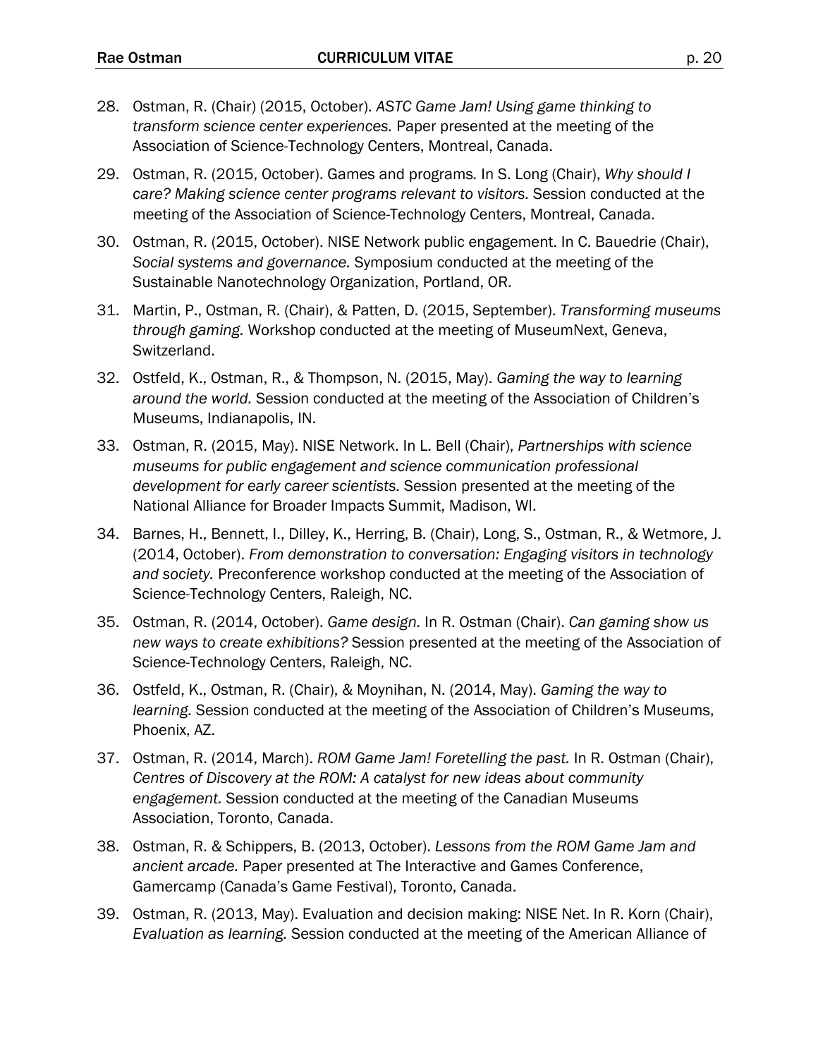28. Ostman, R. (Chair) (2015, October). *ASTC Game Jam! Using game thinking to transform science center experiences.* Paper presented at the meeting of the Association of Science-Technology Centers, Montreal, Canada.

29. Ostman, R. (2015, October). Games and programs. In S. Long (Chair), *Why should I care? Making science center programs relevant to visitors.* Session conducted at the meeting of the Association of Science-Technology Centers, Montreal, Canada.

30. Ostman, R. (2015, October). NISE Network public engagement. In C. Bauedrie (Chair), *Social systems and governance.* Symposium conducted at the meeting of the Sustainable Nanotechnology Organization, Portland, OR.

31. Martin, P., Ostman, R. (Chair), & Patten, D. (2015, September). *Transforming museums through gaming.* Workshop conducted at the meeting of MuseumNext, Geneva, Switzerland.

32. Ostfeld, K., Ostman, R., & Thompson, N. (2015, May). *Gaming the way to learning around the world.* Session conducted at the meeting of the Association of Children's Museums, Indianapolis, IN.

33. Ostman, R. (2015, May). NISE Network. In L. Bell (Chair), *Partnerships with science museums for public engagement and science communication professional development for early career scientists.* Session presented at the meeting of the National Alliance for Broader Impacts Summit, Madison, WI.

34. Barnes, H., Bennett, I., Dilley, K., Herring, B. (Chair), Long, S., Ostman, R., & Wetmore, J. (2014, October). *From demonstration to conversation: Engaging visitors in technology and society.* Preconference workshop conducted at the meeting of the Association of Science-Technology Centers, Raleigh, NC.

35. Ostman, R. (2014, October). *Game design.* In R. Ostman (Chair). *Can gaming show us new ways to create exhibitions?* Session presented at the meeting of the Association of Science-Technology Centers, Raleigh, NC.

36. Ostfeld, K., Ostman, R. (Chair), & Moynihan, N. (2014, May). *Gaming the way to learning.* Session conducted at the meeting of the Association of Children's Museums, Phoenix, AZ.

37. Ostman, R. (2014, March). *ROM Game Jam! Foretelling the past.* In R. Ostman (Chair), *Centres of Discovery at the ROM: A catalyst for new ideas about community engagement.* Session conducted at the meeting of the Canadian Museums Association, Toronto, Canada.

38. Ostman, R. & Schippers, B. (2013, October). *Lessons from the ROM Game Jam and ancient arcade.* Paper presented at The Interactive and Games Conference, Gamercamp (Canada's Game Festival), Toronto, Canada.

39. Ostman, R. (2013, May). Evaluation and decision making: NISE Net. In R. Korn (Chair), *Evaluation as learning.* Session conducted at the meeting of the American Alliance of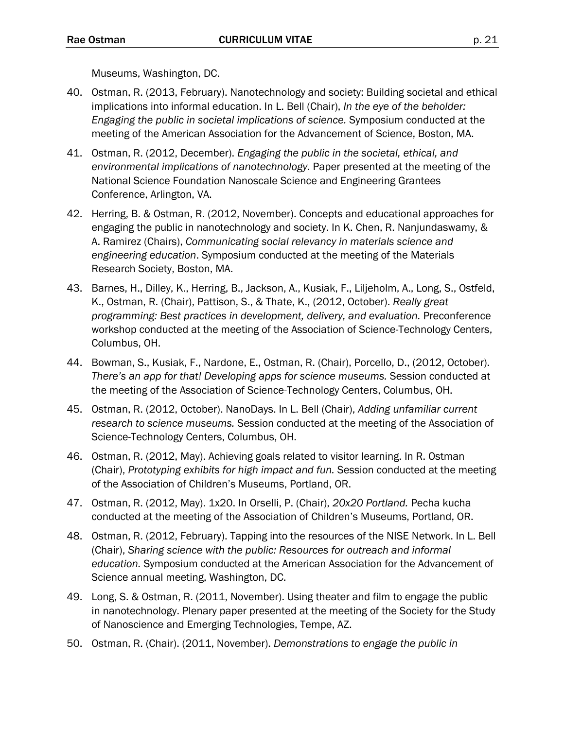Museums, Washington, DC.

40. Ostman, R. (2013, February). Nanotechnology and society: Building societal and ethical implications into informal education. In L. Bell (Chair), *In the eye of the beholder: Engaging the public in societal implications of science.* Symposium conducted at the meeting of the American Association for the Advancement of Science, Boston, MA.

41. Ostman, R. (2012, December). *Engaging the public in the societal, ethical, and environmental implications of nanotechnology.* Paper presented at the meeting of the National Science Foundation Nanoscale Science and Engineering Grantees Conference, Arlington, VA.

42. Herring, B. & Ostman, R. (2012, November). Concepts and educational approaches for engaging the public in nanotechnology and society. In K. Chen, R. Nanjundaswamy, & A. Ramirez (Chairs), *Communicating social relevancy in materials science and engineering education*. Symposium conducted at the meeting of the Materials Research Society, Boston, MA.

43. Barnes, H., Dilley, K., Herring, B., Jackson, A., Kusiak, F., Liljeholm, A., Long, S., Ostfeld, K., Ostman, R. (Chair), Pattison, S., & Thate, K., (2012, October). *Really great programming: Best practices in development, delivery, and evaluation.* Preconference workshop conducted at the meeting of the Association of Science-Technology Centers, Columbus, OH.

44. Bowman, S., Kusiak, F., Nardone, E., Ostman, R. (Chair), Porcello, D., (2012, October). *There's an app for that! Developing apps for science museums.* Session conducted at the meeting of the Association of Science-Technology Centers, Columbus, OH.

45. Ostman, R. (2012, October). NanoDays. In L. Bell (Chair), *Adding unfamiliar current research to science museums.* Session conducted at the meeting of the Association of Science-Technology Centers, Columbus, OH.

46. Ostman, R. (2012, May). Achieving goals related to visitor learning. In R. Ostman (Chair), *Prototyping exhibits for high impact and fun.* Session conducted at the meeting of the Association of Children's Museums, Portland, OR.

47. Ostman, R. (2012, May). 1x20. In Orselli, P. (Chair), *20x20 Portland.* Pecha kucha conducted at the meeting of the Association of Children's Museums, Portland, OR.

48. Ostman, R. (2012, February). Tapping into the resources of the NISE Network. In L. Bell (Chair), *Sharing science with the public: Resources for outreach and informal education.* Symposium conducted at the American Association for the Advancement of Science annual meeting, Washington, DC.

49. Long, S. & Ostman, R. (2011, November). Using theater and film to engage the public in nanotechnology. Plenary paper presented at the meeting of the Society for the Study of Nanoscience and Emerging Technologies, Tempe, AZ.

50. Ostman, R. (Chair). (2011, November). *Demonstrations to engage the public in*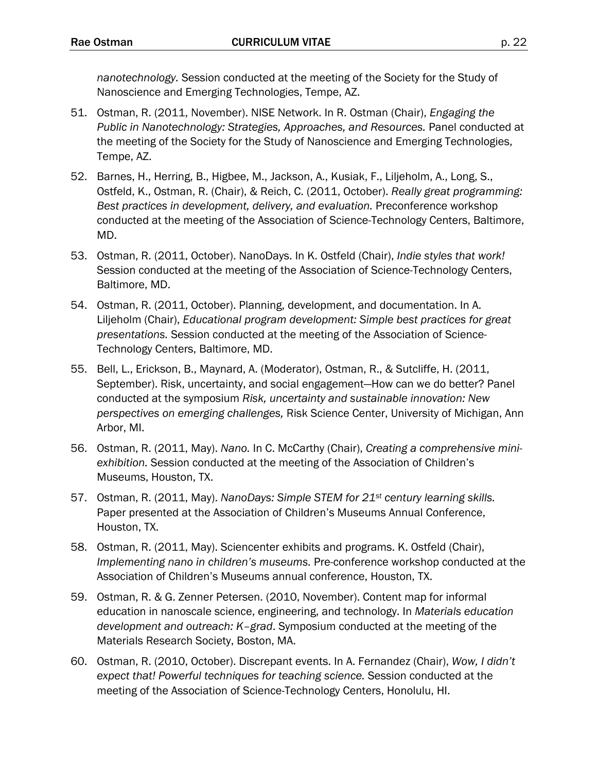*nanotechnology.* Session conducted at the meeting of the Society for the Study of Nanoscience and Emerging Technologies, Tempe, AZ.

51. Ostman, R. (2011, November). NISE Network. In R. Ostman (Chair), *Engaging the Public in Nanotechnology: Strategies, Approaches, and Resources.* Panel conducted at the meeting of the Society for the Study of Nanoscience and Emerging Technologies, Tempe, AZ.

52. Barnes, H., Herring, B., Higbee, M., Jackson, A., Kusiak, F., Liljeholm, A., Long, S., Ostfeld, K., Ostman, R. (Chair), & Reich, C. (2011, October). *Really great programming: Best practices in development, delivery, and evaluation.* Preconference workshop conducted at the meeting of the Association of Science-Technology Centers, Baltimore, MD.

53. Ostman, R. (2011, October). NanoDays. In K. Ostfeld (Chair), *Indie styles that work!* Session conducted at the meeting of the Association of Science-Technology Centers, Baltimore, MD.

54. Ostman, R. (2011, October). Planning, development, and documentation. In A. Liljeholm (Chair), *Educational program development: Simple best practices for great presentations.* Session conducted at the meeting of the Association of Science-Technology Centers, Baltimore, MD.

55. Bell, L., Erickson, B., Maynard, A. (Moderator), Ostman, R., & Sutcliffe, H. (2011, September). Risk, uncertainty, and social engagement—How can we do better? Panel conducted at the symposium *Risk, uncertainty and sustainable innovation: New perspectives on emerging challenges,* Risk Science Center, University of Michigan, Ann Arbor, MI.

56. Ostman, R. (2011, May). *Nano.* In C. McCarthy (Chair), *Creating a comprehensive mini-exhibition.* Session conducted at the meeting of the Association of Children's Museums, Houston, TX.

57. Ostman, R. (2011, May). *NanoDays: Simple STEM for 21st century learning skills.* Paper presented at the Association of Children's Museums Annual Conference, Houston, TX.

58. Ostman, R. (2011, May). Sciencenter exhibits and programs. K. Ostfeld (Chair), *Implementing nano in children's museums.* Pre-conference workshop conducted at the Association of Children's Museums annual conference, Houston, TX.

59. Ostman, R. & G. Zenner Petersen. (2010, November). Content map for informal education in nanoscale science, engineering, and technology. In *Materials education development and outreach: K–grad*. Symposium conducted at the meeting of the Materials Research Society, Boston, MA.

60. Ostman, R. (2010, October). Discrepant events. In A. Fernandez (Chair), *Wow, I didn't expect that! Powerful techniques for teaching science.* Session conducted at the meeting of the Association of Science-Technology Centers, Honolulu, HI.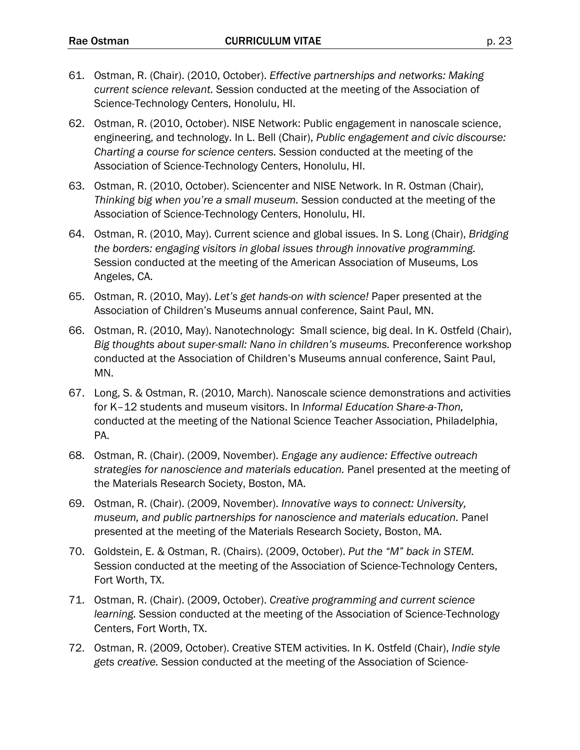61. Ostman, R. (Chair). (2010, October). *Effective partnerships and networks: Making current science relevant.* Session conducted at the meeting of the Association of Science-Technology Centers, Honolulu, HI.

62. Ostman, R. (2010, October). NISE Network: Public engagement in nanoscale science, engineering, and technology. In L. Bell (Chair), *Public engagement and civic discourse: Charting a course for science centers.* Session conducted at the meeting of the Association of Science-Technology Centers, Honolulu, HI.

63. Ostman, R. (2010, October). Sciencenter and NISE Network. In R. Ostman (Chair), *Thinking big when you're a small museum.* Session conducted at the meeting of the Association of Science-Technology Centers, Honolulu, HI.

64. Ostman, R. (2010, May). Current science and global issues. In S. Long (Chair), *Bridging the borders: engaging visitors in global issues through innovative programming.* Session conducted at the meeting of the American Association of Museums, Los Angeles, CA.

65. Ostman, R. (2010, May). *Let's get hands-on with science!* Paper presented at the Association of Children's Museums annual conference, Saint Paul, MN.

66. Ostman, R. (2010, May). Nanotechnology: Small science, big deal. In K. Ostfeld (Chair), *Big thoughts about super-small: Nano in children's museums.* Preconference workshop conducted at the Association of Children's Museums annual conference, Saint Paul, MN.

67. Long, S. & Ostman, R. (2010, March). Nanoscale science demonstrations and activities for K–12 students and museum visitors. In *Informal Education Share-a-Thon,* conducted at the meeting of the National Science Teacher Association, Philadelphia, PA.

68. Ostman, R. (Chair). (2009, November). *Engage any audience: Effective outreach strategies for nanoscience and materials education.* Panel presented at the meeting of the Materials Research Society, Boston, MA.

69. Ostman, R. (Chair). (2009, November). *Innovative ways to connect: University, museum, and public partnerships for nanoscience and materials education.* Panel presented at the meeting of the Materials Research Society, Boston, MA.

70. Goldstein, E. & Ostman, R. (Chairs). (2009, October). *Put the "M" back in STEM.* Session conducted at the meeting of the Association of Science-Technology Centers, Fort Worth, TX.

71. Ostman, R. (Chair). (2009, October). *Creative programming and current science learning.* Session conducted at the meeting of the Association of Science-Technology Centers, Fort Worth, TX.

72. Ostman, R. (2009, October). Creative STEM activities. In K. Ostfeld (Chair), *Indie style gets creative.* Session conducted at the meeting of the Association of Science-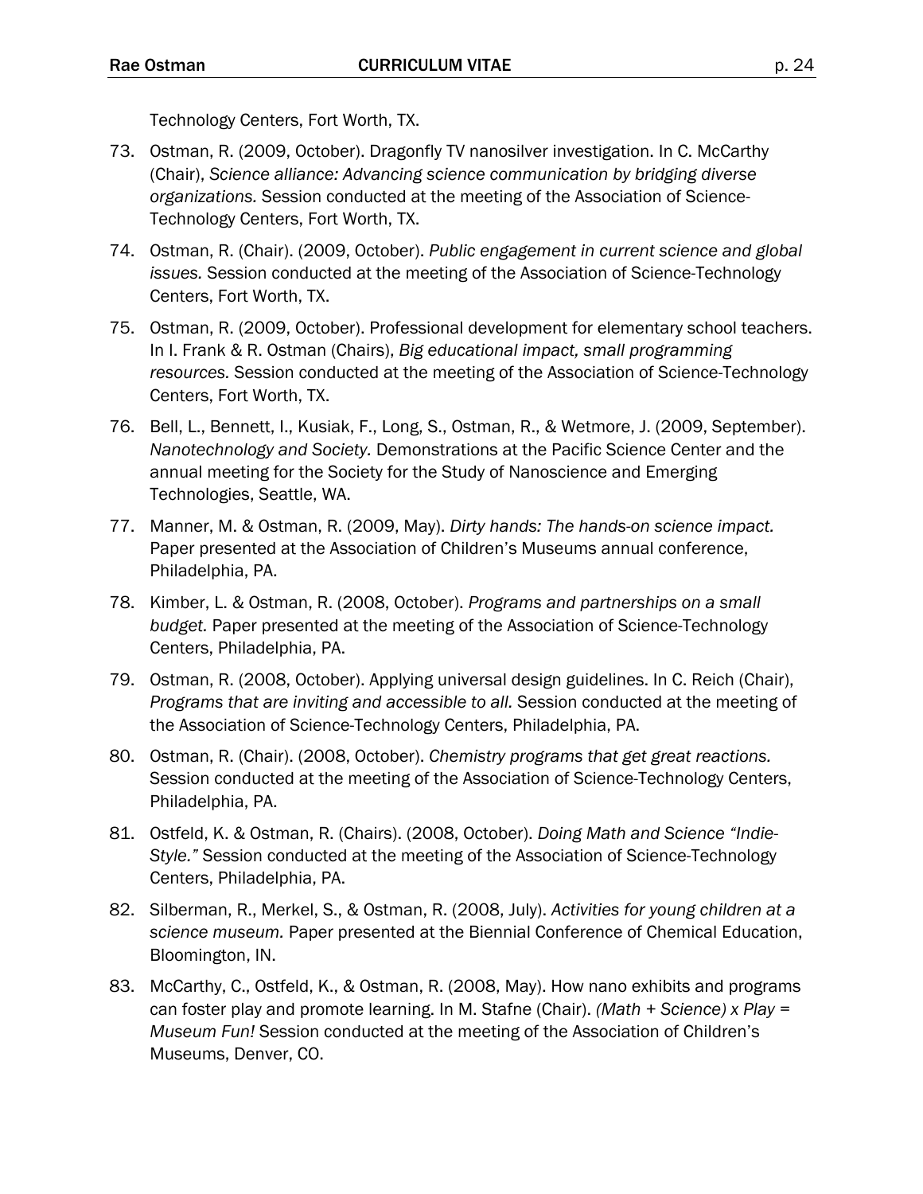Technology Centers, Fort Worth, TX.

73. Ostman, R. (2009, October). Dragonfly TV nanosilver investigation. In C. McCarthy (Chair), *Science alliance: Advancing science communication by bridging diverse organizations.* Session conducted at the meeting of the Association of Science-Technology Centers, Fort Worth, TX.

74. Ostman, R. (Chair). (2009, October). *Public engagement in current science and global issues.* Session conducted at the meeting of the Association of Science-Technology Centers, Fort Worth, TX.

75. Ostman, R. (2009, October). Professional development for elementary school teachers. In I. Frank & R. Ostman (Chairs), *Big educational impact, small programming resources.* Session conducted at the meeting of the Association of Science-Technology Centers, Fort Worth, TX.

76. Bell, L., Bennett, I., Kusiak, F., Long, S., Ostman, R., & Wetmore, J. (2009, September). *Nanotechnology and Society.* Demonstrations at the Pacific Science Center and the annual meeting for the Society for the Study of Nanoscience and Emerging Technologies, Seattle, WA.

77. Manner, M. & Ostman, R. (2009, May). *Dirty hands: The hands-on science impact.* Paper presented at the Association of Children's Museums annual conference, Philadelphia, PA.

78. Kimber, L. & Ostman, R. (2008, October). *Programs and partnerships on a small budget.* Paper presented at the meeting of the Association of Science-Technology Centers, Philadelphia, PA.

79. Ostman, R. (2008, October). Applying universal design guidelines. In C. Reich (Chair), *Programs that are inviting and accessible to all.* Session conducted at the meeting of the Association of Science-Technology Centers, Philadelphia, PA.

80. Ostman, R. (Chair). (2008, October). *Chemistry programs that get great reactions.* Session conducted at the meeting of the Association of Science-Technology Centers, Philadelphia, PA.

81. Ostfeld, K. & Ostman, R. (Chairs). (2008, October). *Doing Math and Science "Indie-Style."* Session conducted at the meeting of the Association of Science-Technology Centers, Philadelphia, PA.

82. Silberman, R., Merkel, S., & Ostman, R. (2008, July). *Activities for young children at a science museum.* Paper presented at the Biennial Conference of Chemical Education, Bloomington, IN.

83. McCarthy, C., Ostfeld, K., & Ostman, R. (2008, May). How nano exhibits and programs can foster play and promote learning. In M. Stafne (Chair). *(Math + Science) x Play = Museum Fun!* Session conducted at the meeting of the Association of Children's Museums, Denver, CO.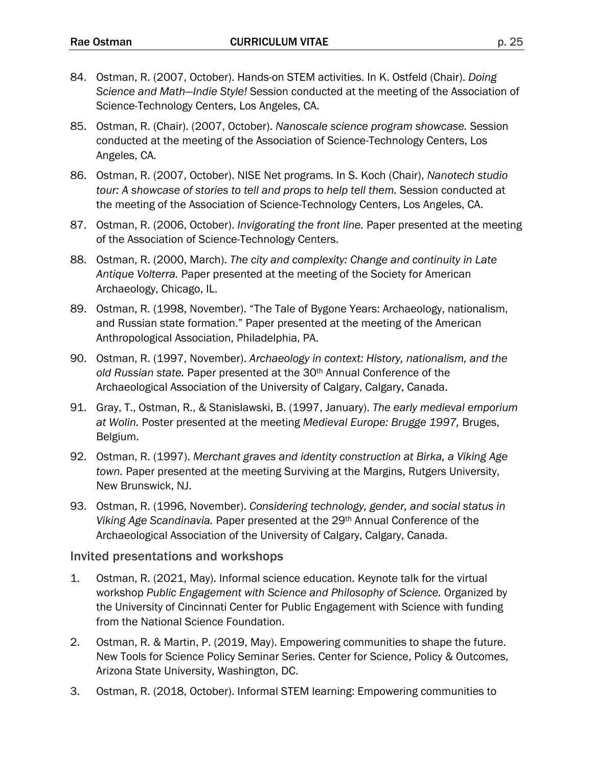84. Ostman, R. (2007, October). Hands-on STEM activities. In K. Ostfeld (Chair). *Doing Science and Math—Indie Style!* Session conducted at the meeting of the Association of Science-Technology Centers, Los Angeles, CA.

85. Ostman, R. (Chair). (2007, October). *Nanoscale science program showcase.* Session conducted at the meeting of the Association of Science-Technology Centers, Los Angeles, CA.

86. Ostman, R. (2007, October). NISE Net programs. In S. Koch (Chair), *Nanotech studio tour: A showcase of stories to tell and props to help tell them.* Session conducted at the meeting of the Association of Science-Technology Centers, Los Angeles, CA.

87. Ostman, R. (2006, October). *Invigorating the front line.* Paper presented at the meeting of the Association of Science-Technology Centers.

88. Ostman, R. (2000, March). *The city and complexity: Change and continuity in Late Antique Volterra.* Paper presented at the meeting of the Society for American Archaeology, Chicago, IL.

89. Ostman, R. (1998, November). "The Tale of Bygone Years: Archaeology, nationalism, and Russian state formation." Paper presented at the meeting of the American Anthropological Association, Philadelphia, PA.

90. Ostman, R. (1997, November). *Archaeology in context: History, nationalism, and the old Russian state.* Paper presented at the 30th Annual Conference of the Archaeological Association of the University of Calgary, Calgary, Canada.

91. Gray, T., Ostman, R., & Stanislawski, B. (1997, January). *The early medieval emporium at Wolin.* Poster presented at the meeting *Medieval Europe: Brugge 1997,* Bruges, Belgium.

92. Ostman, R. (1997). *Merchant graves and identity construction at Birka, a Viking Age town.* Paper presented at the meeting Surviving at the Margins, Rutgers University, New Brunswick, NJ.

93. Ostman, R. (1996, November). *Considering technology, gender, and social status in Viking Age Scandinavia.* Paper presented at the 29th Annual Conference of the Archaeological Association of the University of Calgary, Calgary, Canada.

## Invited presentations and workshops

1. Ostman, R. (2021, May). Informal science education. Keynote talk for the virtual workshop *Public Engagement with Science and Philosophy of Science.* Organized by the University of Cincinnati Center for Public Engagement with Science with funding from the National Science Foundation.

2. Ostman, R. & Martin, P. (2019, May). Empowering communities to shape the future. New Tools for Science Policy Seminar Series. Center for Science, Policy & Outcomes, Arizona State University, Washington, DC.

3. Ostman, R. (2018, October). Informal STEM learning: Empowering communities to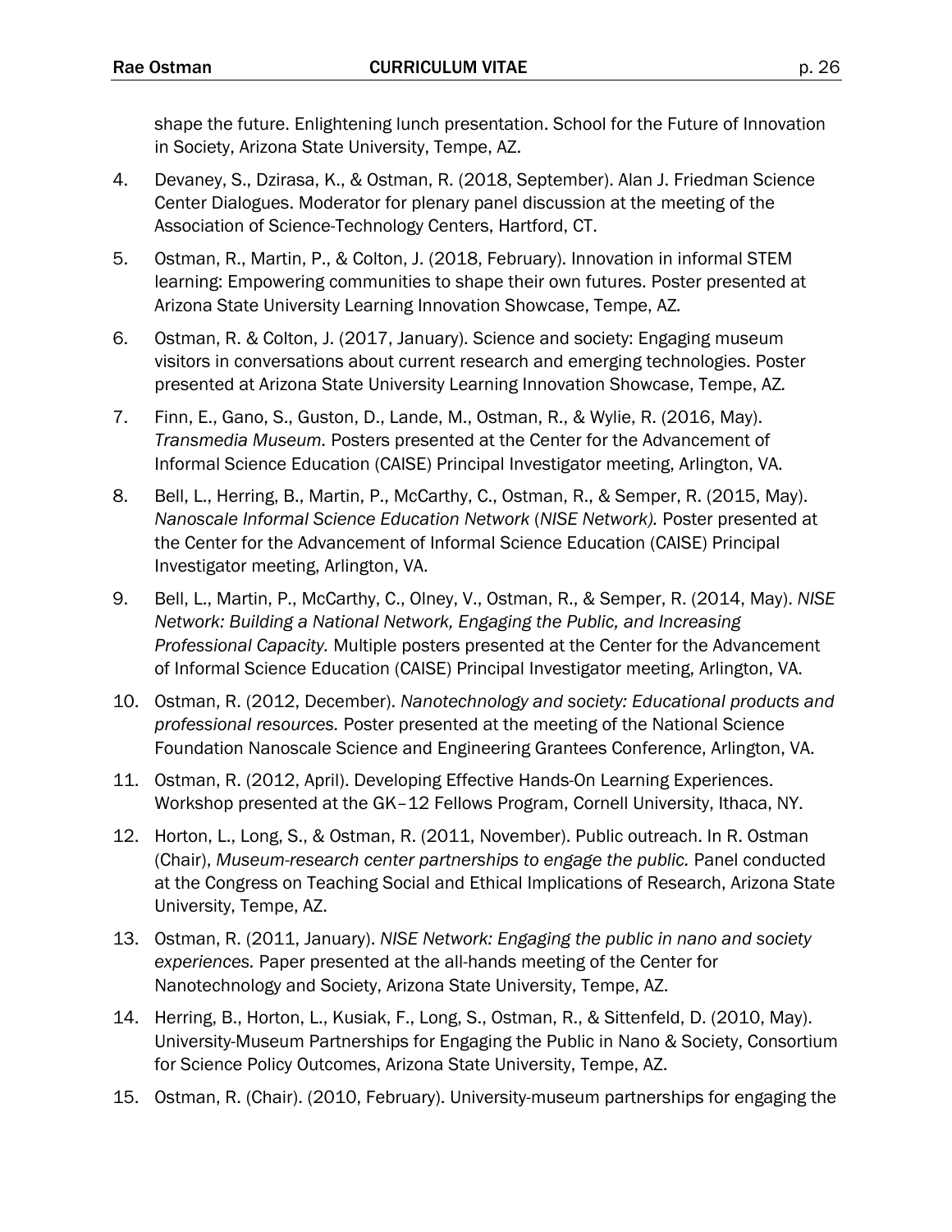shape the future. Enlightening lunch presentation. School for the Future of Innovation in Society, Arizona State University, Tempe, AZ.

4. Devaney, S., Dzirasa, K., & Ostman, R. (2018, September). Alan J. Friedman Science Center Dialogues. Moderator for plenary panel discussion at the meeting of the Association of Science-Technology Centers, Hartford, CT.

5. Ostman, R., Martin, P., & Colton, J. (2018, February). Innovation in informal STEM learning: Empowering communities to shape their own futures. Poster presented at Arizona State University Learning Innovation Showcase, Tempe, AZ.

6. Ostman, R. & Colton, J. (2017, January). Science and society: Engaging museum visitors in conversations about current research and emerging technologies. Poster presented at Arizona State University Learning Innovation Showcase, Tempe, AZ.

7. Finn, E., Gano, S., Guston, D., Lande, M., Ostman, R., & Wylie, R. (2016, May). *Transmedia Museum.* Posters presented at the Center for the Advancement of Informal Science Education (CAISE) Principal Investigator meeting, Arlington, VA.

8. Bell, L., Herring, B., Martin, P., McCarthy, C., Ostman, R., & Semper, R. (2015, May). *Nanoscale Informal Science Education Network* (*NISE Network).* Poster presented at the Center for the Advancement of Informal Science Education (CAISE) Principal Investigator meeting, Arlington, VA.

9. Bell, L., Martin, P., McCarthy, C., Olney, V., Ostman, R., & Semper, R. (2014, May). *NISE Network: Building a National Network, Engaging the Public, and Increasing Professional Capacity.* Multiple posters presented at the Center for the Advancement of Informal Science Education (CAISE) Principal Investigator meeting, Arlington, VA.

10. Ostman, R. (2012, December). *Nanotechnology and society: Educational products and professional resources.* Poster presented at the meeting of the National Science Foundation Nanoscale Science and Engineering Grantees Conference, Arlington, VA.

11. Ostman, R. (2012, April). Developing Effective Hands-On Learning Experiences. Workshop presented at the GK–12 Fellows Program, Cornell University, Ithaca, NY.

12. Horton, L., Long, S., & Ostman, R. (2011, November). Public outreach. In R. Ostman (Chair), *Museum-research center partnerships to engage the public.* Panel conducted at the Congress on Teaching Social and Ethical Implications of Research, Arizona State University, Tempe, AZ.

13. Ostman, R. (2011, January). *NISE Network: Engaging the public in nano and society experiences.* Paper presented at the all-hands meeting of the Center for Nanotechnology and Society, Arizona State University, Tempe, AZ.

14. Herring, B., Horton, L., Kusiak, F., Long, S., Ostman, R., & Sittenfeld, D. (2010, May). University-Museum Partnerships for Engaging the Public in Nano & Society, Consortium for Science Policy Outcomes, Arizona State University, Tempe, AZ.

15. Ostman, R. (Chair). (2010, February). University-museum partnerships for engaging the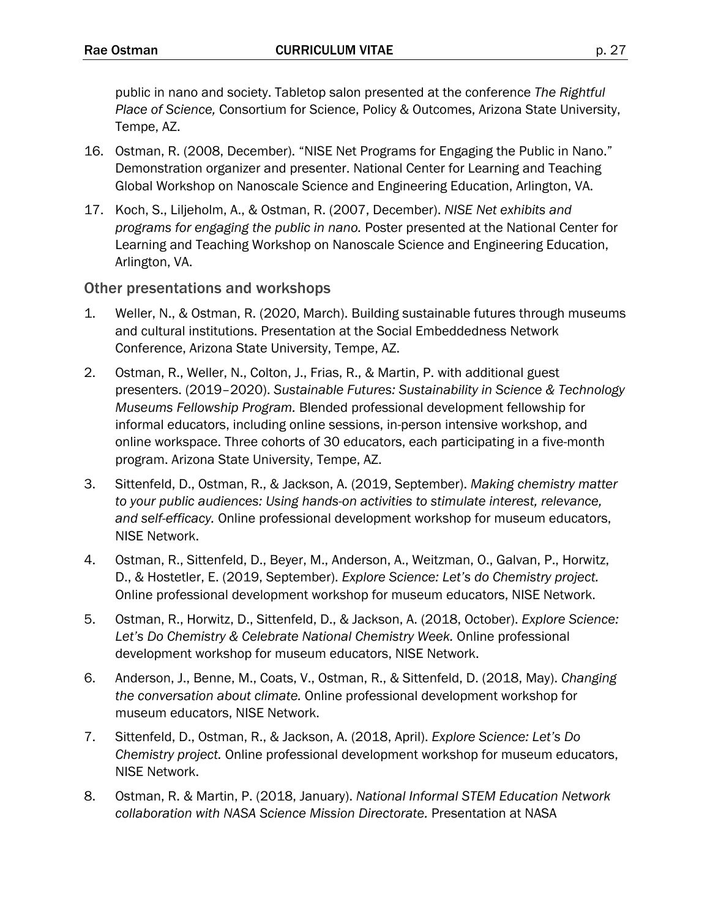public in nano and society. Tabletop salon presented at the conference *The Rightful Place of Science,* Consortium for Science, Policy & Outcomes, Arizona State University, Tempe, AZ.

16. Ostman, R. (2008, December). "NISE Net Programs for Engaging the Public in Nano." Demonstration organizer and presenter. National Center for Learning and Teaching Global Workshop on Nanoscale Science and Engineering Education, Arlington, VA.
17. Koch, S., Liljeholm, A., & Ostman, R. (2007, December). *NISE Net exhibits and programs for engaging the public in nano.* Poster presented at the National Center for Learning and Teaching Workshop on Nanoscale Science and Engineering Education, Arlington, VA.

### Other presentations and workshops

1. Weller, N., & Ostman, R. (2020, March). Building sustainable futures through museums and cultural institutions. Presentation at the Social Embeddedness Network Conference, Arizona State University, Tempe, AZ.
2. Ostman, R., Weller, N., Colton, J., Frias, R., & Martin, P. with additional guest presenters. (2019–2020). *Sustainable Futures: Sustainability in Science & Technology Museums Fellowship Program.* Blended professional development fellowship for informal educators, including online sessions, in-person intensive workshop, and online workspace. Three cohorts of 30 educators, each participating in a five-month program. Arizona State University, Tempe, AZ.
3. Sittenfeld, D., Ostman, R., & Jackson, A. (2019, September). *Making chemistry matter to your public audiences: Using hands-on activities to stimulate interest, relevance, and self-efficacy.* Online professional development workshop for museum educators, NISE Network.
4. Ostman, R., Sittenfeld, D., Beyer, M., Anderson, A., Weitzman, O., Galvan, P., Horwitz, D., & Hostetler, E. (2019, September). *Explore Science: Let's do Chemistry project.* Online professional development workshop for museum educators, NISE Network.
5. Ostman, R., Horwitz, D., Sittenfeld, D., & Jackson, A. (2018, October). *Explore Science: Let's Do Chemistry & Celebrate National Chemistry Week.* Online professional development workshop for museum educators, NISE Network.
6. Anderson, J., Benne, M., Coats, V., Ostman, R., & Sittenfeld, D. (2018, May). *Changing the conversation about climate.* Online professional development workshop for museum educators, NISE Network.
7. Sittenfeld, D., Ostman, R., & Jackson, A. (2018, April). *Explore Science: Let's Do Chemistry project.* Online professional development workshop for museum educators, NISE Network.
8. Ostman, R. & Martin, P. (2018, January). *National Informal STEM Education Network collaboration with NASA Science Mission Directorate.* Presentation at NASA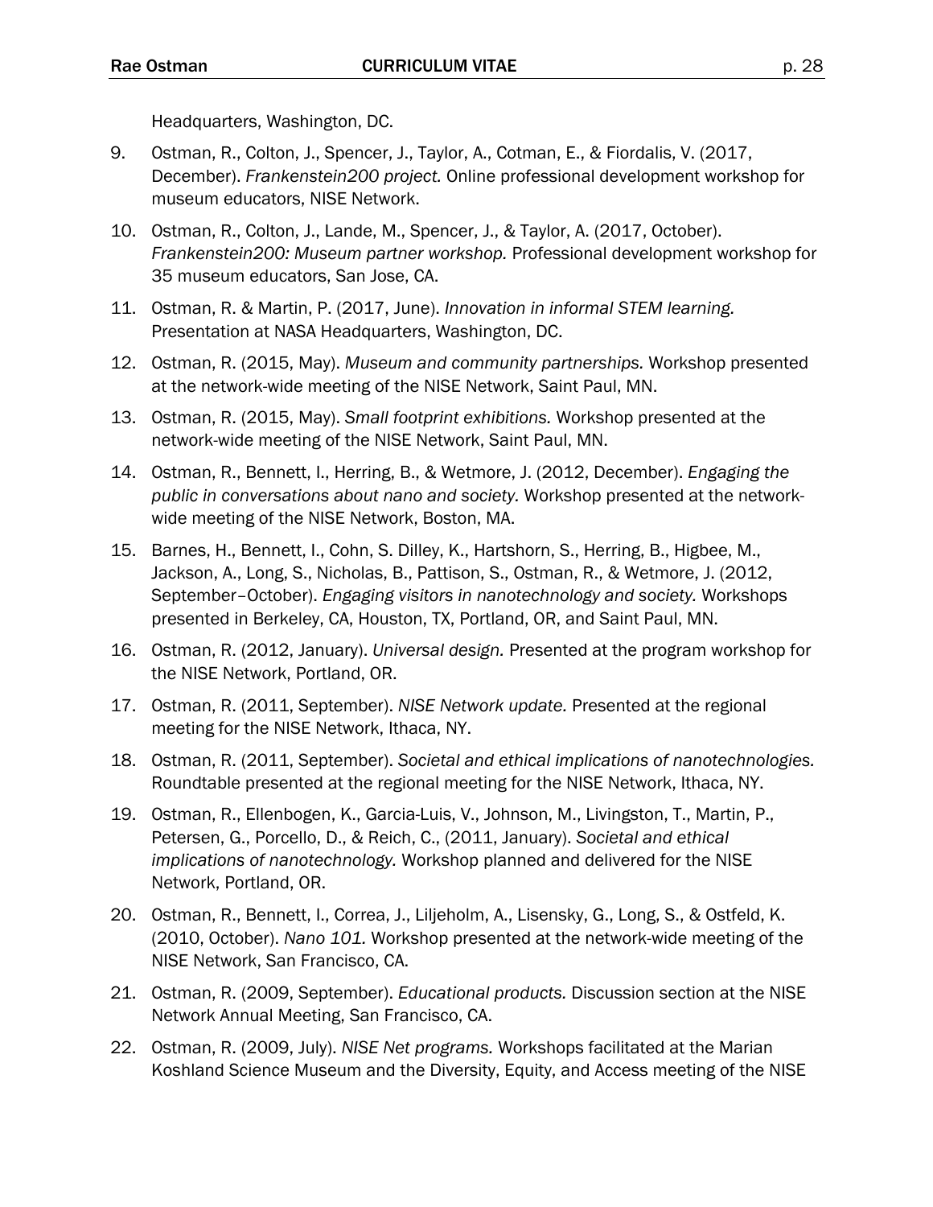Headquarters, Washington, DC.

9. Ostman, R., Colton, J., Spencer, J., Taylor, A., Cotman, E., & Fiordalis, V. (2017, December). *Frankenstein200 project.* Online professional development workshop for museum educators, NISE Network.

10. Ostman, R., Colton, J., Lande, M., Spencer, J., & Taylor, A. (2017, October). *Frankenstein200: Museum partner workshop.* Professional development workshop for 35 museum educators, San Jose, CA.

11. Ostman, R. & Martin, P. (2017, June). *Innovation in informal STEM learning.* Presentation at NASA Headquarters, Washington, DC.

12. Ostman, R. (2015, May). *Museum and community partnerships.* Workshop presented at the network-wide meeting of the NISE Network, Saint Paul, MN.

13. Ostman, R. (2015, May). *Small footprint exhibitions.* Workshop presented at the network-wide meeting of the NISE Network, Saint Paul, MN.

14. Ostman, R., Bennett, I., Herring, B., & Wetmore, J. (2012, December). *Engaging the public in conversations about nano and society.* Workshop presented at the network-wide meeting of the NISE Network, Boston, MA.

15. Barnes, H., Bennett, I., Cohn, S. Dilley, K., Hartshorn, S., Herring, B., Higbee, M., Jackson, A., Long, S., Nicholas, B., Pattison, S., Ostman, R., & Wetmore, J. (2012, September–October). *Engaging visitors in nanotechnology and society.* Workshops presented in Berkeley, CA, Houston, TX, Portland, OR, and Saint Paul, MN.

16. Ostman, R. (2012, January). *Universal design.* Presented at the program workshop for the NISE Network, Portland, OR.

17. Ostman, R. (2011, September). *NISE Network update.* Presented at the regional meeting for the NISE Network, Ithaca, NY.

18. Ostman, R. (2011, September). *Societal and ethical implications of nanotechnologies.* Roundtable presented at the regional meeting for the NISE Network, Ithaca, NY.

19. Ostman, R., Ellenbogen, K., Garcia-Luis, V., Johnson, M., Livingston, T., Martin, P., Petersen, G., Porcello, D., & Reich, C., (2011, January). *Societal and ethical implications of nanotechnology.* Workshop planned and delivered for the NISE Network, Portland, OR.

20. Ostman, R., Bennett, I., Correa, J., Liljeholm, A., Lisensky, G., Long, S., & Ostfeld, K. (2010, October). *Nano 101.* Workshop presented at the network-wide meeting of the NISE Network, San Francisco, CA.

21. Ostman, R. (2009, September). *Educational products.* Discussion section at the NISE Network Annual Meeting, San Francisco, CA.

22. Ostman, R. (2009, July). *NISE Net programs.* Workshops facilitated at the Marian Koshland Science Museum and the Diversity, Equity, and Access meeting of the NISE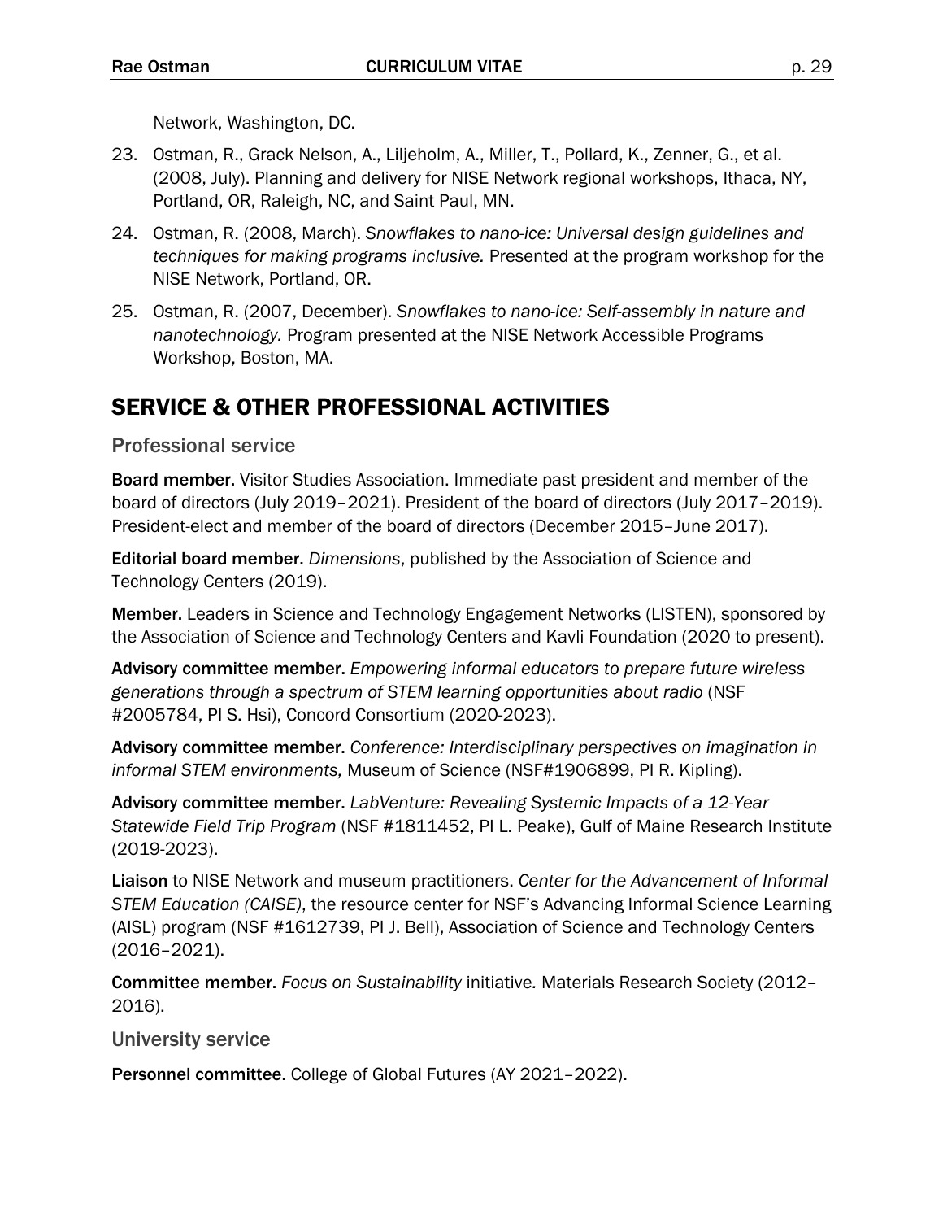Network, Washington, DC.

23. Ostman, R., Grack Nelson, A., Liljeholm, A., Miller, T., Pollard, K., Zenner, G., et al. (2008, July). Planning and delivery for NISE Network regional workshops, Ithaca, NY, Portland, OR, Raleigh, NC, and Saint Paul, MN.
24. Ostman, R. (2008, March). *Snowflakes to nano-ice: Universal design guidelines and techniques for making programs inclusive.* Presented at the program workshop for the NISE Network, Portland, OR.
25. Ostman, R. (2007, December). *Snowflakes to nano-ice: Self-assembly in nature and nanotechnology.* Program presented at the NISE Network Accessible Programs Workshop, Boston, MA.

## SERVICE & OTHER PROFESSIONAL ACTIVITIES

### Professional service

**Board member.** Visitor Studies Association. Immediate past president and member of the board of directors (July 2019–2021). President of the board of directors (July 2017–2019). President-elect and member of the board of directors (December 2015–June 2017).

**Editorial board member.** *Dimensions*, published by the Association of Science and Technology Centers (2019).

**Member.** Leaders in Science and Technology Engagement Networks (LISTEN), sponsored by the Association of Science and Technology Centers and Kavli Foundation (2020 to present).

**Advisory committee member.** *Empowering informal educators to prepare future wireless generations through a spectrum of STEM learning opportunities about radio* (NSF #2005784, PI S. Hsi), Concord Consortium (2020-2023).

**Advisory committee member.** *Conference: Interdisciplinary perspectives on imagination in informal STEM environments,* Museum of Science (NSF#1906899, PI R. Kipling).

**Advisory committee member.** *LabVenture: Revealing Systemic Impacts of a 12-Year Statewide Field Trip Program* (NSF #1811452, PI L. Peake), Gulf of Maine Research Institute (2019-2023).

**Liaison** to NISE Network and museum practitioners. *Center for the Advancement of Informal STEM Education (CAISE)*, the resource center for NSF's Advancing Informal Science Learning (AISL) program (NSF #1612739, PI J. Bell), Association of Science and Technology Centers (2016–2021).

**Committee member.** *Focus on Sustainability* initiative. Materials Research Society (2012–2016).

### University service

**Personnel committee.** College of Global Futures (AY 2021–2022).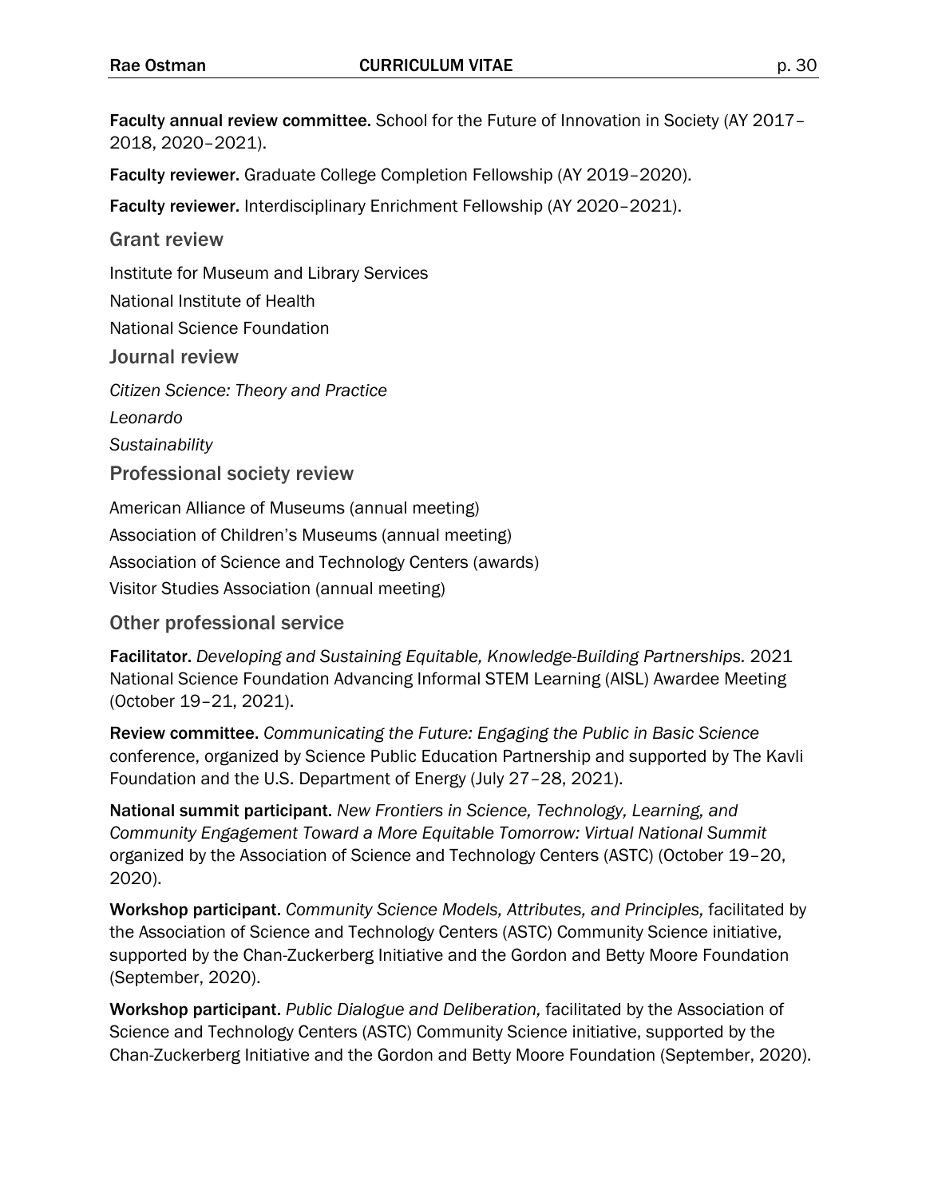**Faculty annual review committee.** School for the Future of Innovation in Society (AY 2017–2018, 2020–2021).

**Faculty reviewer.** Graduate College Completion Fellowship (AY 2019–2020).

**Faculty reviewer.** Interdisciplinary Enrichment Fellowship (AY 2020–2021).

## Grant review

Institute for Museum and Library Services

National Institute of Health

National Science Foundation

## Journal review

*Citizen Science: Theory and Practice*

*Leonardo*

*Sustainability*

## Professional society review

American Alliance of Museums (annual meeting)

Association of Children's Museums (annual meeting)

Association of Science and Technology Centers (awards)

Visitor Studies Association (annual meeting)

## Other professional service

**Facilitator.** *Developing and Sustaining Equitable, Knowledge-Building Partnerships.* 2021 National Science Foundation Advancing Informal STEM Learning (AISL) Awardee Meeting (October 19–21, 2021).

**Review committee.** *Communicating the Future: Engaging the Public in Basic Science* conference, organized by Science Public Education Partnership and supported by The Kavli Foundation and the U.S. Department of Energy (July 27–28, 2021).

**National summit participant.** *New Frontiers in Science, Technology, Learning, and Community Engagement Toward a More Equitable Tomorrow: Virtual National Summit* organized by the Association of Science and Technology Centers (ASTC) (October 19–20, 2020).

**Workshop participant.** *Community Science Models, Attributes, and Principles,* facilitated by the Association of Science and Technology Centers (ASTC) Community Science initiative, supported by the Chan-Zuckerberg Initiative and the Gordon and Betty Moore Foundation (September, 2020).

**Workshop participant.** *Public Dialogue and Deliberation,* facilitated by the Association of Science and Technology Centers (ASTC) Community Science initiative, supported by the Chan-Zuckerberg Initiative and the Gordon and Betty Moore Foundation (September, 2020).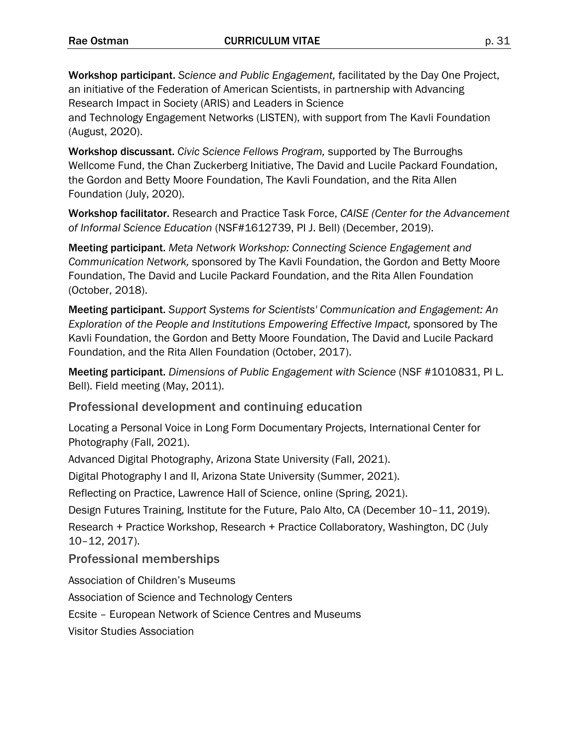**Workshop participant.** *Science and Public Engagement,* facilitated by the Day One Project, an initiative of the Federation of American Scientists, in partnership with Advancing Research Impact in Society (ARIS) and Leaders in Science and Technology Engagement Networks (LISTEN), with support from The Kavli Foundation (August, 2020).

**Workshop discussant.** *Civic Science Fellows Program,* supported by The Burroughs Wellcome Fund, the Chan Zuckerberg Initiative, The David and Lucile Packard Foundation, the Gordon and Betty Moore Foundation, The Kavli Foundation, and the Rita Allen Foundation (July, 2020).

**Workshop facilitator.** Research and Practice Task Force, *CAISE (Center for the Advancement of Informal Science Education* (NSF#1612739, PI J. Bell) (December, 2019).

**Meeting participant.** *Meta Network Workshop: Connecting Science Engagement and Communication Network,* sponsored by The Kavli Foundation, the Gordon and Betty Moore Foundation, The David and Lucile Packard Foundation, and the Rita Allen Foundation (October, 2018).

**Meeting participant.** *Support Systems for Scientists' Communication and Engagement: An Exploration of the People and Institutions Empowering Effective Impact,* sponsored by The Kavli Foundation, the Gordon and Betty Moore Foundation, The David and Lucile Packard Foundation, and the Rita Allen Foundation (October, 2017).

**Meeting participant.** *Dimensions of Public Engagement with Science* (NSF #1010831, PI L. Bell). Field meeting (May, 2011).

## Professional development and continuing education

Locating a Personal Voice in Long Form Documentary Projects, International Center for Photography (Fall, 2021).

Advanced Digital Photography, Arizona State University (Fall, 2021).

Digital Photography I and II, Arizona State University (Summer, 2021).

Reflecting on Practice, Lawrence Hall of Science, online (Spring, 2021).

Design Futures Training, Institute for the Future, Palo Alto, CA (December 10–11, 2019).

Research + Practice Workshop, Research + Practice Collaboratory, Washington, DC (July 10–12, 2017).

## Professional memberships

Association of Children's Museums

Association of Science and Technology Centers

Ecsite – European Network of Science Centres and Museums

Visitor Studies Association